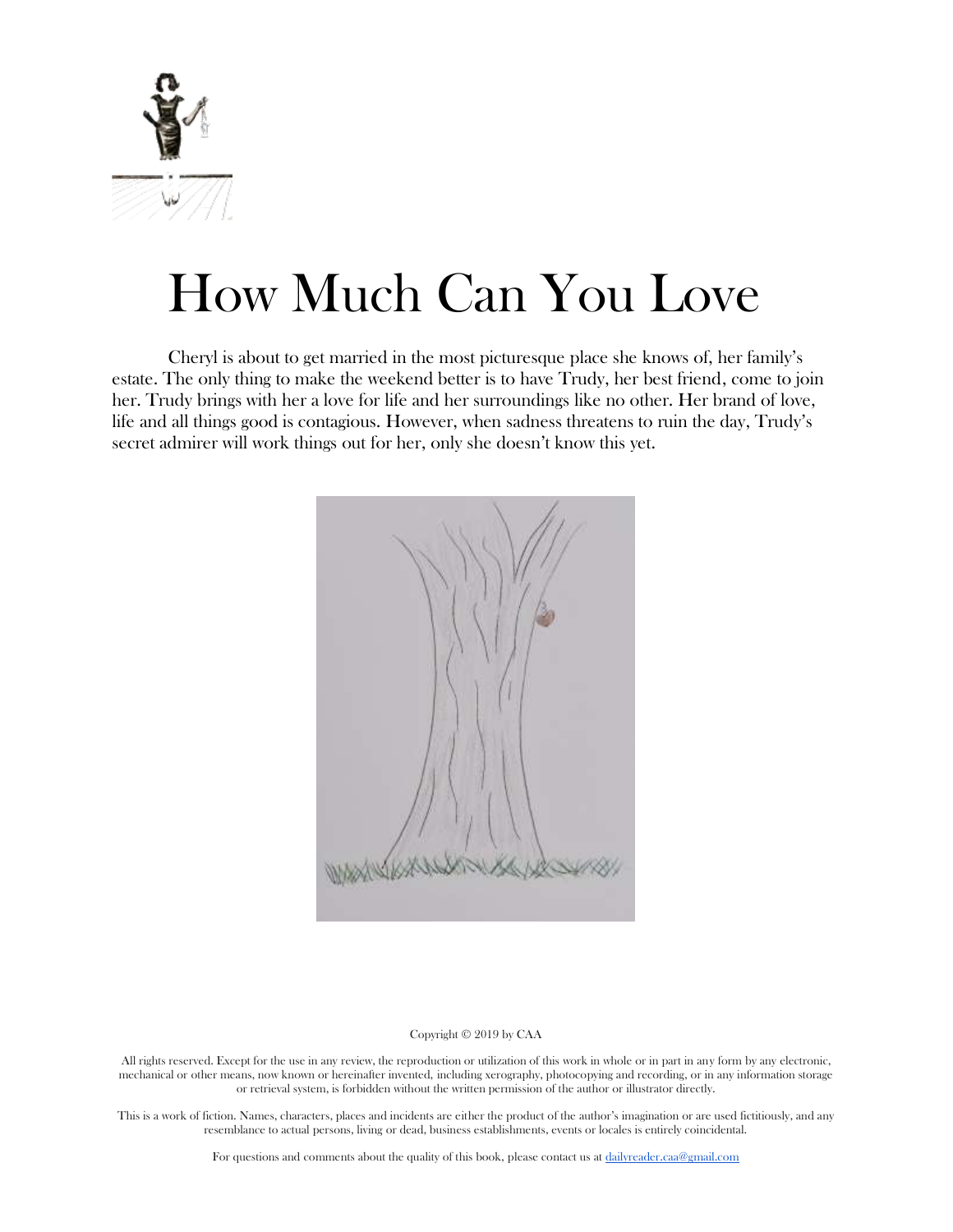# How Much Can You Love

Cheryl is about to get married in the most picturesque place she knows of, her family's estate. The only thing to make the weekend better is to have Trudy, her best friend, come to join her. Trudy brings with her a love for life and her surroundings like no other. Her brand of love, life and all things good is contagious. However, when sadness threatens to ruin the day, Trudy's secret admirer will work things out for her, only she doesn't know this yet.

Copyright © 2019 by CAA

All rights reserved. Except for the use in any review, the reproduction or utilization of this work in whole or in part in any form by any electronic, mechanical or other means, now known or hereinafter invented, including xerography, photocopying and recording, or in any information storage or retrieval system, is forbidden without the written permission of the author or illustrator directly.

This is a work of fiction. Names, characters, places and incidents are either the product of the author's imagination or are used fictitiously, and any resemblance to actual persons, living or dead, business establishments, events or locales is entirely coincidental.

For questions and comments about the quality of this book, please contact us at dailyreader.caa@gmail.com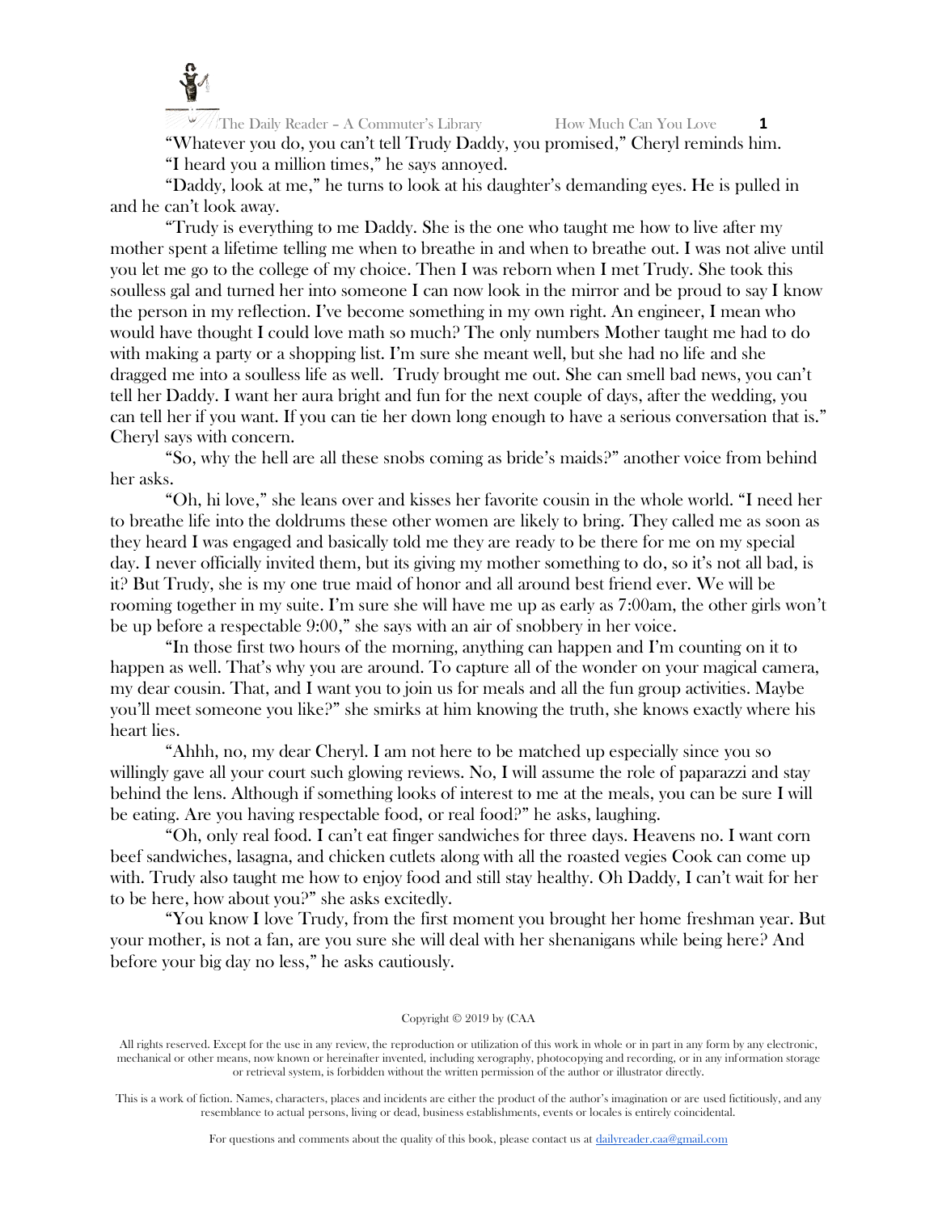"Whatever you do, you can't tell Trudy Daddy, you promised," Cheryl reminds him.

"I heard you a million times," he says annoyed.

"Daddy, look at me," he turns to look at his daughter's demanding eyes. He is pulled in and he can't look away.

"Trudy is everything to me Daddy. She is the one who taught me how to live after my mother spent a lifetime telling me when to breathe in and when to breathe out. I was not alive until you let me go to the college of my choice. Then I was reborn when I met Trudy. She took this soulless gal and turned her into someone I can now look in the mirror and be proud to say I know the person in my reflection. I've become something in my own right. An engineer, I mean who would have thought I could love math so much? The only numbers Mother taught me had to do with making a party or a shopping list. I'm sure she meant well, but she had no life and she dragged me into a soulless life as well. Trudy brought me out. She can smell bad news, you can't tell her Daddy. I want her aura bright and fun for the next couple of days, after the wedding, you can tell her if you want. If you can tie her down long enough to have a serious conversation that is." Cheryl says with concern.

"So, why the hell are all these snobs coming as bride's maids?" another voice from behind her asks.

"Oh, hi love," she leans over and kisses her favorite cousin in the whole world. "I need her to breathe life into the doldrums these other women are likely to bring. They called me as soon as they heard I was engaged and basically told me they are ready to be there for me on my special day. I never officially invited them, but its giving my mother something to do, so it's not all bad, is it? But Trudy, she is my one true maid of honor and all around best friend ever. We will be rooming together in my suite. I'm sure she will have me up as early as 7:00am, the other girls won't be up before a respectable 9:00," she says with an air of snobbery in her voice.

"In those first two hours of the morning, anything can happen and I'm counting on it to happen as well. That's why you are around. To capture all of the wonder on your magical camera, my dear cousin. That, and I want you to join us for meals and all the fun group activities. Maybe you'll meet someone you like?" she smirks at him knowing the truth, she knows exactly where his heart lies.

"Ahhh, no, my dear Cheryl. I am not here to be matched up especially since you so willingly gave all your court such glowing reviews. No, I will assume the role of paparazzi and stay behind the lens. Although if something looks of interest to me at the meals, you can be sure I will be eating. Are you having respectable food, or real food?" he asks, laughing.

"Oh, only real food. I can't eat finger sandwiches for three days. Heavens no. I want corn beef sandwiches, lasagna, and chicken cutlets along with all the roasted vegies Cook can come up with. Trudy also taught me how to enjoy food and still stay healthy. Oh Daddy, I can't wait for her to be here, how about you?" she asks excitedly.

"You know I love Trudy, from the first moment you brought her home freshman year. But your mother, is not a fan, are you sure she will deal with her shenanigans while being here? And before your big day no less," he asks cautiously.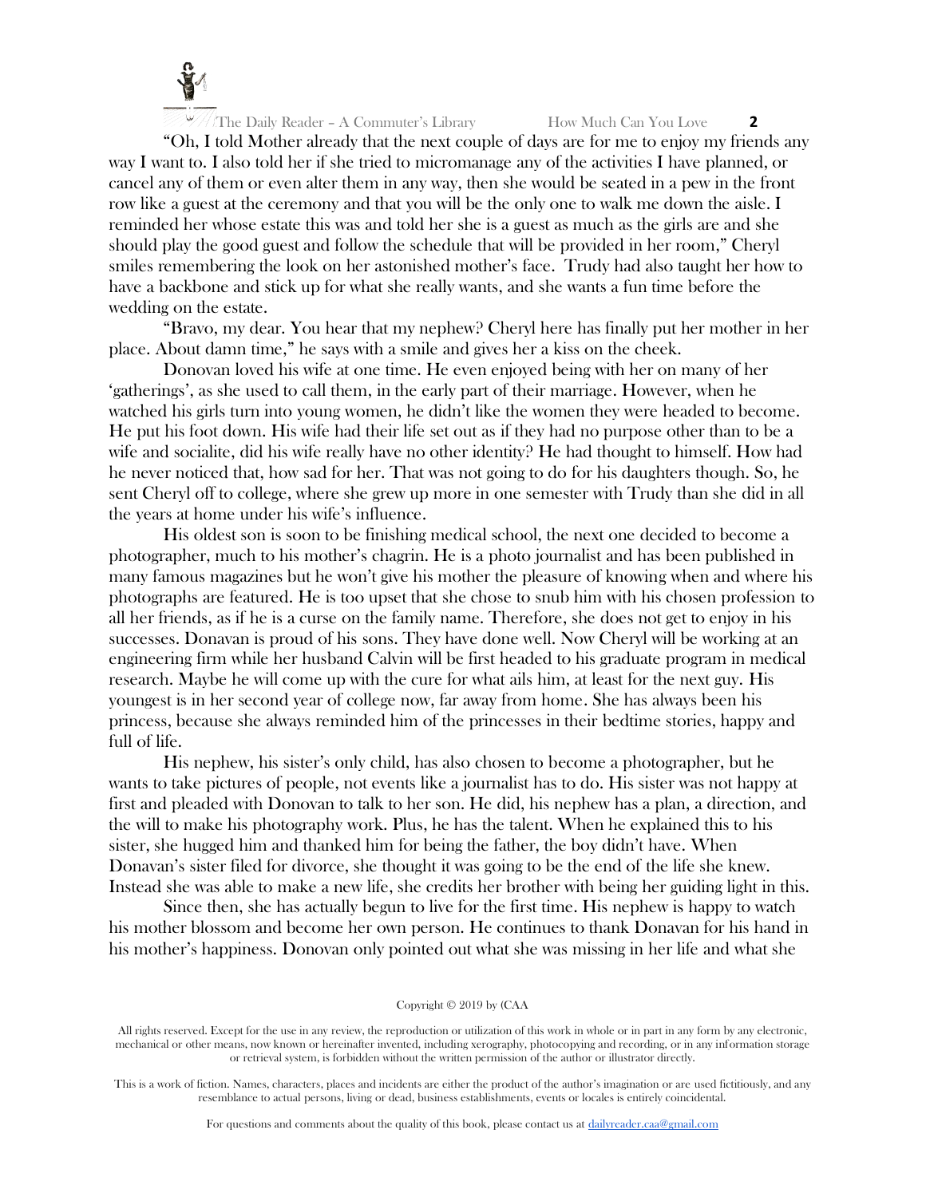"Oh, I told Mother already that the next couple of days are for me to enjoy my friends any way I want to. I also told her if she tried to micromanage any of the activities I have planned, or cancel any of them or even alter them in any way, then she would be seated in a pew in the front row like a guest at the ceremony and that you will be the only one to walk me down the aisle. I reminded her whose estate this was and told her she is a guest as much as the girls are and she should play the good guest and follow the schedule that will be provided in her room," Cheryl smiles remembering the look on her astonished mother's face. Trudy had also taught her how to have a backbone and stick up for what she really wants, and she wants a fun time before the wedding on the estate.

"Bravo, my dear. You hear that my nephew? Cheryl here has finally put her mother in her place. About damn time," he says with a smile and gives her a kiss on the cheek.

Donovan loved his wife at one time. He even enjoyed being with her on many of her 'gatherings', as she used to call them, in the early part of their marriage. However, when he watched his girls turn into young women, he didn't like the women they were headed to become. He put his foot down. His wife had their life set out as if they had no purpose other than to be a wife and socialite, did his wife really have no other identity? He had thought to himself. How had he never noticed that, how sad for her. That was not going to do for his daughters though. So, he sent Cheryl off to college, where she grew up more in one semester with Trudy than she did in all the years at home under his wife's influence.

His oldest son is soon to be finishing medical school, the next one decided to become a photographer, much to his mother's chagrin. He is a photo journalist and has been published in many famous magazines but he won't give his mother the pleasure of knowing when and where his photographs are featured. He is too upset that she chose to snub him with his chosen profession to all her friends, as if he is a curse on the family name. Therefore, she does not get to enjoy in his successes. Donavan is proud of his sons. They have done well. Now Cheryl will be working at an engineering firm while her husband Calvin will be first headed to his graduate program in medical research. Maybe he will come up with the cure for what ails him, at least for the next guy. His youngest is in her second year of college now, far away from home. She has always been his princess, because she always reminded him of the princesses in their bedtime stories, happy and full of life.

His nephew, his sister's only child, has also chosen to become a photographer, but he wants to take pictures of people, not events like a journalist has to do. His sister was not happy at first and pleaded with Donovan to talk to her son. He did, his nephew has a plan, a direction, and the will to make his photography work. Plus, he has the talent. When he explained this to his sister, she hugged him and thanked him for being the father, the boy didn't have. When Donavan's sister filed for divorce, she thought it was going to be the end of the life she knew. Instead she was able to make a new life, she credits her brother with being her guiding light in this.

Since then, she has actually begun to live for the first time. His nephew is happy to watch his mother blossom and become her own person. He continues to thank Donavan for his hand in his mother's happiness. Donovan only pointed out what she was missing in her life and what she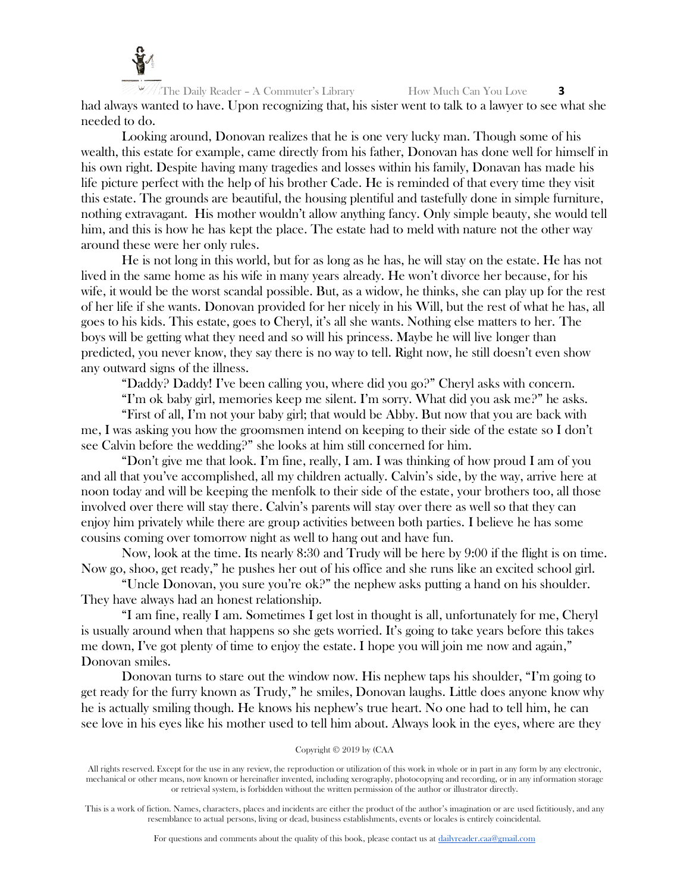had always wanted to have. Upon recognizing that, his sister went to talk to a lawyer to see what she needed to do.

Looking around, Donovan realizes that he is one very lucky man. Though some of his wealth, this estate for example, came directly from his father, Donovan has done well for himself in his own right. Despite having many tragedies and losses within his family, Donavan has made his life picture perfect with the help of his brother Cade. He is reminded of that every time they visit this estate. The grounds are beautiful, the housing plentiful and tastefully done in simple furniture, nothing extravagant. His mother wouldn't allow anything fancy. Only simple beauty, she would tell him, and this is how he has kept the place. The estate had to meld with nature not the other way around these were her only rules.

He is not long in this world, but for as long as he has, he will stay on the estate. He has not lived in the same home as his wife in many years already. He won't divorce her because, for his wife, it would be the worst scandal possible. But, as a widow, he thinks, she can play up for the rest of her life if she wants. Donovan provided for her nicely in his Will, but the rest of what he has, all goes to his kids. This estate, goes to Cheryl, it's all she wants. Nothing else matters to her. The boys will be getting what they need and so will his princess. Maybe he will live longer than predicted, you never know, they say there is no way to tell. Right now, he still doesn't even show any outward signs of the illness.

"Daddy? Daddy! I've been calling you, where did you go?" Cheryl asks with concern.

"I'm ok baby girl, memories keep me silent. I'm sorry. What did you ask me?" he asks.

"First of all, I'm not your baby girl; that would be Abby. But now that you are back with me, I was asking you how the groomsmen intend on keeping to their side of the estate so I don't see Calvin before the wedding?" she looks at him still concerned for him.

"Don't give me that look. I'm fine, really, I am. I was thinking of how proud I am of you and all that you've accomplished, all my children actually. Calvin's side, by the way, arrive here at noon today and will be keeping the menfolk to their side of the estate, your brothers too, all those involved over there will stay there. Calvin's parents will stay over there as well so that they can enjoy him privately while there are group activities between both parties. I believe he has some cousins coming over tomorrow night as well to hang out and have fun.

Now, look at the time. Its nearly 8:30 and Trudy will be here by 9:00 if the flight is on time. Now go, shoo, get ready," he pushes her out of his office and she runs like an excited school girl.

"Uncle Donovan, you sure you're ok?" the nephew asks putting a hand on his shoulder. They have always had an honest relationship.

"I am fine, really I am. Sometimes I get lost in thought is all, unfortunately for me, Cheryl is usually around when that happens so she gets worried. It's going to take years before this takes me down, I've got plenty of time to enjoy the estate. I hope you will join me now and again," Donovan smiles.

Donovan turns to stare out the window now. His nephew taps his shoulder, "I'm going to get ready for the furry known as Trudy," he smiles, Donovan laughs. Little does anyone know why he is actually smiling though. He knows his nephew's true heart. No one had to tell him, he can see love in his eyes like his mother used to tell him about. Always look in the eyes, where are they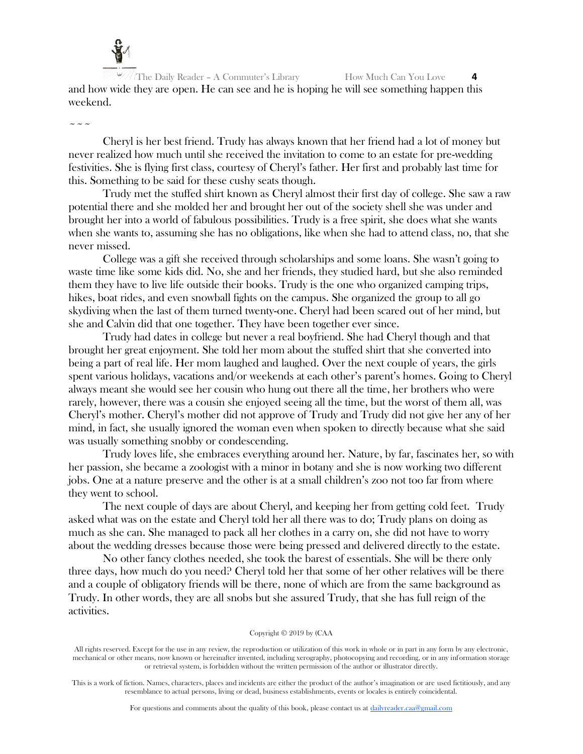and how wide they are open. He can see and he is hoping he will see something happen this weekend.

~ ~ ~

Cheryl is her best friend. Trudy has always known that her friend had a lot of money but never realized how much until she received the invitation to come to an estate for pre-wedding festivities. She is flying first class, courtesy of Cheryl's father. Her first and probably last time for this. Something to be said for these cushy seats though.

Trudy met the stuffed shirt known as Cheryl almost their first day of college. She saw a raw potential there and she molded her and brought her out of the society shell she was under and brought her into a world of fabulous possibilities. Trudy is a free spirit, she does what she wants when she wants to, assuming she has no obligations, like when she had to attend class, no, that she never missed.

College was a gift she received through scholarships and some loans. She wasn't going to waste time like some kids did. No, she and her friends, they studied hard, but she also reminded them they have to live life outside their books. Trudy is the one who organized camping trips, hikes, boat rides, and even snowball fights on the campus. She organized the group to all go skydiving when the last of them turned twenty-one. Cheryl had been scared out of her mind, but she and Calvin did that one together. They have been together ever since.

Trudy had dates in college but never a real boyfriend. She had Cheryl though and that brought her great enjoyment. She told her mom about the stuffed shirt that she converted into being a part of real life. Her mom laughed and laughed. Over the next couple of years, the girls spent various holidays, vacations and/or weekends at each other's parent's homes. Going to Cheryl always meant she would see her cousin who hung out there all the time, her brothers who were rarely, however, there was a cousin she enjoyed seeing all the time, but the worst of them all, was Cheryl's mother. Cheryl's mother did not approve of Trudy and Trudy did not give her any of her mind, in fact, she usually ignored the woman even when spoken to directly because what she said was usually something snobby or condescending.

Trudy loves life, she embraces everything around her. Nature, by far, fascinates her, so with her passion, she became a zoologist with a minor in botany and she is now working two different jobs. One at a nature preserve and the other is at a small children's zoo not too far from where they went to school.

The next couple of days are about Cheryl, and keeping her from getting cold feet. Trudy asked what was on the estate and Cheryl told her all there was to do; Trudy plans on doing as much as she can. She managed to pack all her clothes in a carry on, she did not have to worry about the wedding dresses because those were being pressed and delivered directly to the estate.

No other fancy clothes needed, she took the barest of essentials. She will be there only three days, how much do you need? Cheryl told her that some of her other relatives will be there and a couple of obligatory friends will be there, none of which are from the same background as Trudy. In other words, they are all snobs but she assured Trudy, that she has full reign of the activities.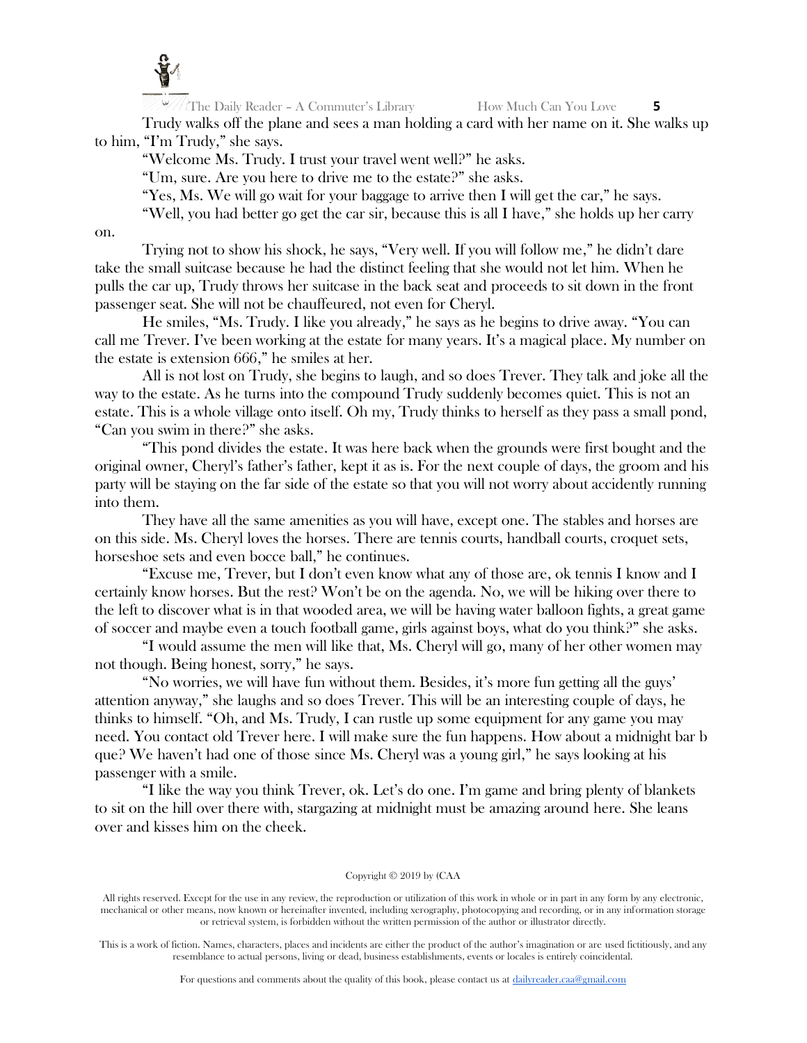Trudy walks off the plane and sees a man holding a card with her name on it. She walks up to him, "I'm Trudy," she says.

"Welcome Ms. Trudy. I trust your travel went well?" he asks.

"Um, sure. Are you here to drive me to the estate?" she asks.

"Yes, Ms. We will go wait for your baggage to arrive then I will get the car," he says.

"Well, you had better go get the car sir, because this is all I have," she holds up her carry on.

Trying not to show his shock, he says, "Very well. If you will follow me," he didn't dare take the small suitcase because he had the distinct feeling that she would not let him. When he pulls the car up, Trudy throws her suitcase in the back seat and proceeds to sit down in the front passenger seat. She will not be chauffeured, not even for Cheryl.

He smiles, "Ms. Trudy. I like you already," he says as he begins to drive away. "You can call me Trever. I've been working at the estate for many years. It's a magical place. My number on the estate is extension 666," he smiles at her.

All is not lost on Trudy, she begins to laugh, and so does Trever. They talk and joke all the way to the estate. As he turns into the compound Trudy suddenly becomes quiet. This is not an estate. This is a whole village onto itself. Oh my, Trudy thinks to herself as they pass a small pond, "Can you swim in there?" she asks.

"This pond divides the estate. It was here back when the grounds were first bought and the original owner, Cheryl's father's father, kept it as is. For the next couple of days, the groom and his party will be staying on the far side of the estate so that you will not worry about accidently running into them.

They have all the same amenities as you will have, except one. The stables and horses are on this side. Ms. Cheryl loves the horses. There are tennis courts, handball courts, croquet sets, horseshoe sets and even bocce ball," he continues.

"Excuse me, Trever, but I don't even know what any of those are, ok tennis I know and I certainly know horses. But the rest? Won't be on the agenda. No, we will be hiking over there to the left to discover what is in that wooded area, we will be having water balloon fights, a great game of soccer and maybe even a touch football game, girls against boys, what do you think?" she asks.

"I would assume the men will like that, Ms. Cheryl will go, many of her other women may not though. Being honest, sorry," he says.

"No worries, we will have fun without them. Besides, it's more fun getting all the guys' attention anyway," she laughs and so does Trever. This will be an interesting couple of days, he thinks to himself. "Oh, and Ms. Trudy, I can rustle up some equipment for any game you may need. You contact old Trever here. I will make sure the fun happens. How about a midnight bar b que? We haven't had one of those since Ms. Cheryl was a young girl," he says looking at his passenger with a smile.

"I like the way you think Trever, ok. Let's do one. I'm game and bring plenty of blankets to sit on the hill over there with, stargazing at midnight must be amazing around here. She leans over and kisses him on the cheek.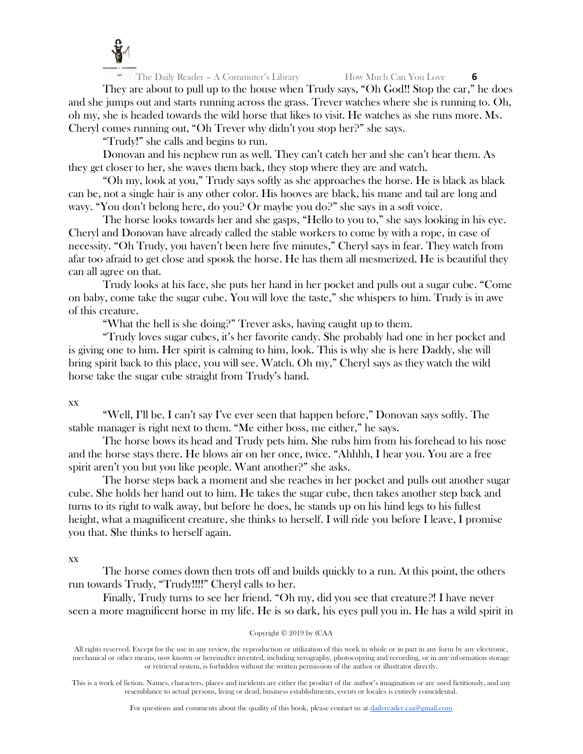They are about to pull up to the house when Trudy says, "Oh God!! Stop the car," he does and she jumps out and starts running across the grass. Trever watches where she is running to. Oh, oh my, she is headed towards the wild horse that likes to visit. He watches as she runs more. Ms. Cheryl comes running out, "Oh Trever why didn't you stop her?" she says.

"Trudy!" she calls and begins to run.

Donovan and his nephew run as well. They can't catch her and she can't hear them. As they get closer to her, she waves them back, they stop where they are and watch.

"Oh my, look at you," Trudy says softly as she approaches the horse. He is black as black can be, not a single hair is any other color. His hooves are black, his mane and tail are long and wavy. "You don't belong here, do you? Or maybe you do?" she says in a soft voice.

The horse looks towards her and she gasps, "Hello to you to," she says looking in his eye. Cheryl and Donovan have already called the stable workers to come by with a rope, in case of necessity. "Oh Trudy, you haven't been here five minutes," Cheryl says in fear. They watch from afar too afraid to get close and spook the horse. He has them all mesmerized. He is beautiful they can all agree on that.

Trudy looks at his face, she puts her hand in her pocket and pulls out a sugar cube. "Come on baby, come take the sugar cube. You will love the taste," she whispers to him. Trudy is in awe of this creature.

"What the hell is she doing?" Trever asks, having caught up to them.

"Trudy loves sugar cubes, it's her favorite candy. She probably had one in her pocket and is giving one to him. Her spirit is calming to him, look. This is why she is here Daddy, she will bring spirit back to this place, you will see. Watch. Oh my," Cheryl says as they watch the wild horse take the sugar cube straight from Trudy's hand.

xx

"Well, I'll be. I can't say I've ever seen that happen before," Donovan says softly. The stable manager is right next to them. "Me either boss, me either," he says.

The horse bows its head and Trudy pets him. She rubs him from his forehead to his nose and the horse stays there. He blows air on her once, twice. "Ahhhh, I hear you. You are a free spirit aren't you but you like people. Want another?" she asks.

The horse steps back a moment and she reaches in her pocket and pulls out another sugar cube. She holds her hand out to him. He takes the sugar cube, then takes another step back and turns to its right to walk away, but before he does, he stands up on his hind legs to his fullest height, what a magnificent creature, she thinks to herself. I will ride you before I leave, I promise you that. She thinks to herself again.

xx

The horse comes down then trots off and builds quickly to a run. At this point, the others run towards Trudy, "Trudy!!!!" Cheryl calls to her.

Finally, Trudy turns to see her friend. "Oh my, did you see that creature?! I have never seen a more magnificent horse in my life. He is so dark, his eyes pull you in. He has a wild spirit in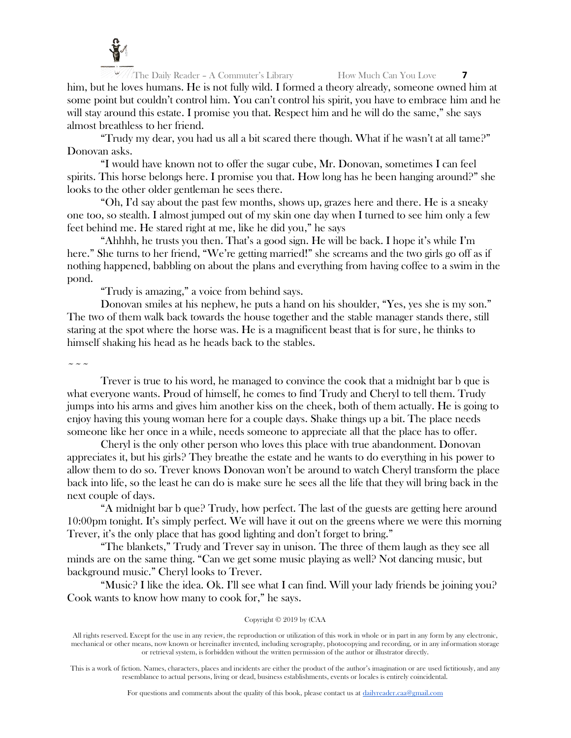him, but he loves humans. He is not fully wild. I formed a theory already, someone owned him at some point but couldn't control him. You can't control his spirit, you have to embrace him and he will stay around this estate. I promise you that. Respect him and he will do the same," she says almost breathless to her friend.

"Trudy my dear, you had us all a bit scared there though. What if he wasn't at all tame?" Donovan asks.

"I would have known not to offer the sugar cube, Mr. Donovan, sometimes I can feel spirits. This horse belongs here. I promise you that. How long has he been hanging around?" she looks to the other older gentleman he sees there.

"Oh, I'd say about the past few months, shows up, grazes here and there. He is a sneaky one too, so stealth. I almost jumped out of my skin one day when I turned to see him only a few feet behind me. He stared right at me, like he did you," he says

"Ahhhh, he trusts you then. That's a good sign. He will be back. I hope it's while I'm here." She turns to her friend, "We're getting married!" she screams and the two girls go off as if nothing happened, babbling on about the plans and everything from having coffee to a swim in the pond.

"Trudy is amazing," a voice from behind says.

Donovan smiles at his nephew, he puts a hand on his shoulder, "Yes, yes she is my son." The two of them walk back towards the house together and the stable manager stands there, still staring at the spot where the horse was. He is a magnificent beast that is for sure, he thinks to himself shaking his head as he heads back to the stables.

~ ~ ~

Trever is true to his word, he managed to convince the cook that a midnight bar b que is what everyone wants. Proud of himself, he comes to find Trudy and Cheryl to tell them. Trudy jumps into his arms and gives him another kiss on the cheek, both of them actually. He is going to enjoy having this young woman here for a couple days. Shake things up a bit. The place needs someone like her once in a while, needs someone to appreciate all that the place has to offer.

Cheryl is the only other person who loves this place with true abandonment. Donovan appreciates it, but his girls? They breathe the estate and he wants to do everything in his power to allow them to do so. Trever knows Donovan won't be around to watch Cheryl transform the place back into life, so the least he can do is make sure he sees all the life that they will bring back in the next couple of days.

"A midnight bar b que? Trudy, how perfect. The last of the guests are getting here around 10:00pm tonight. It's simply perfect. We will have it out on the greens where we were this morning Trever, it's the only place that has good lighting and don't forget to bring."

"The blankets," Trudy and Trever say in unison. The three of them laugh as they see all minds are on the same thing. "Can we get some music playing as well? Not dancing music, but background music." Cheryl looks to Trever.

"Music? I like the idea. Ok. I'll see what I can find. Will your lady friends be joining you? Cook wants to know how many to cook for," he says.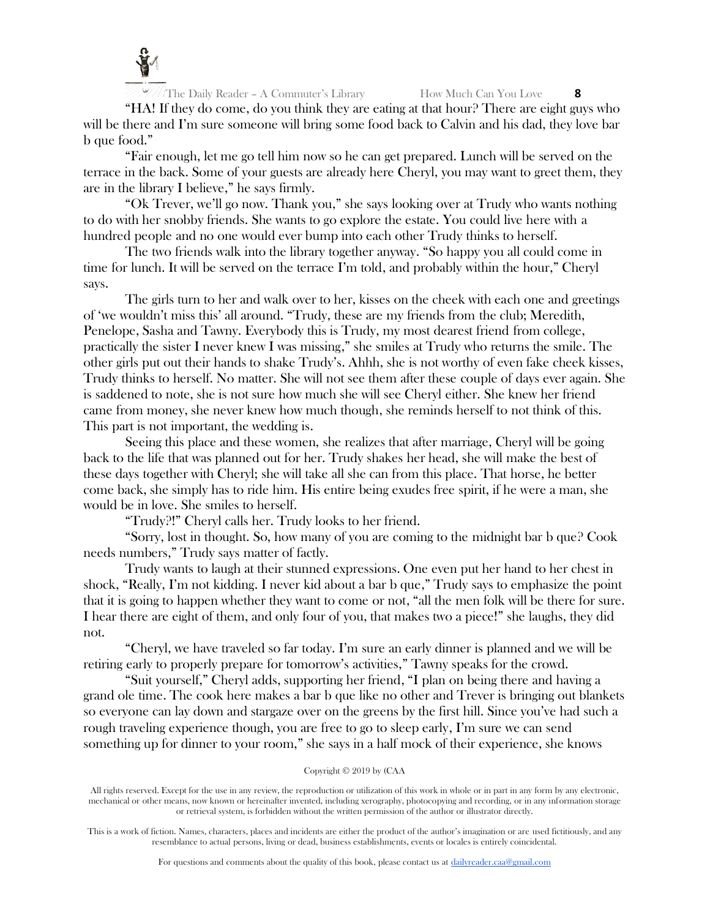"HA! If they do come, do you think they are eating at that hour? There are eight guys who will be there and I'm sure someone will bring some food back to Calvin and his dad, they love bar b que food."

"Fair enough, let me go tell him now so he can get prepared. Lunch will be served on the terrace in the back. Some of your guests are already here Cheryl, you may want to greet them, they are in the library I believe," he says firmly.

"Ok Trever, we'll go now. Thank you," she says looking over at Trudy who wants nothing to do with her snobby friends. She wants to go explore the estate. You could live here with a hundred people and no one would ever bump into each other Trudy thinks to herself.

The two friends walk into the library together anyway. "So happy you all could come in time for lunch. It will be served on the terrace I'm told, and probably within the hour," Cheryl says.

The girls turn to her and walk over to her, kisses on the cheek with each one and greetings of 'we wouldn't miss this' all around. "Trudy, these are my friends from the club; Meredith, Penelope, Sasha and Tawny. Everybody this is Trudy, my most dearest friend from college, practically the sister I never knew I was missing," she smiles at Trudy who returns the smile. The other girls put out their hands to shake Trudy's. Ahhh, she is not worthy of even fake cheek kisses, Trudy thinks to herself. No matter. She will not see them after these couple of days ever again. She is saddened to note, she is not sure how much she will see Cheryl either. She knew her friend came from money, she never knew how much though, she reminds herself to not think of this. This part is not important, the wedding is.

Seeing this place and these women, she realizes that after marriage, Cheryl will be going back to the life that was planned out for her. Trudy shakes her head, she will make the best of these days together with Cheryl; she will take all she can from this place. That horse, he better come back, she simply has to ride him. His entire being exudes free spirit, if he were a man, she would be in love. She smiles to herself.

"Trudy?!" Cheryl calls her. Trudy looks to her friend.

"Sorry, lost in thought. So, how many of you are coming to the midnight bar b que? Cook needs numbers," Trudy says matter of factly.

Trudy wants to laugh at their stunned expressions. One even put her hand to her chest in shock, "Really, I'm not kidding. I never kid about a bar b que," Trudy says to emphasize the point that it is going to happen whether they want to come or not, "all the men folk will be there for sure. I hear there are eight of them, and only four of you, that makes two a piece!" she laughs, they did not.

"Cheryl, we have traveled so far today. I'm sure an early dinner is planned and we will be retiring early to properly prepare for tomorrow's activities," Tawny speaks for the crowd.

"Suit yourself," Cheryl adds, supporting her friend, "I plan on being there and having a grand ole time. The cook here makes a bar b que like no other and Trever is bringing out blankets so everyone can lay down and stargaze over on the greens by the first hill. Since you've had such a rough traveling experience though, you are free to go to sleep early, I'm sure we can send something up for dinner to your room," she says in a half mock of their experience, she knows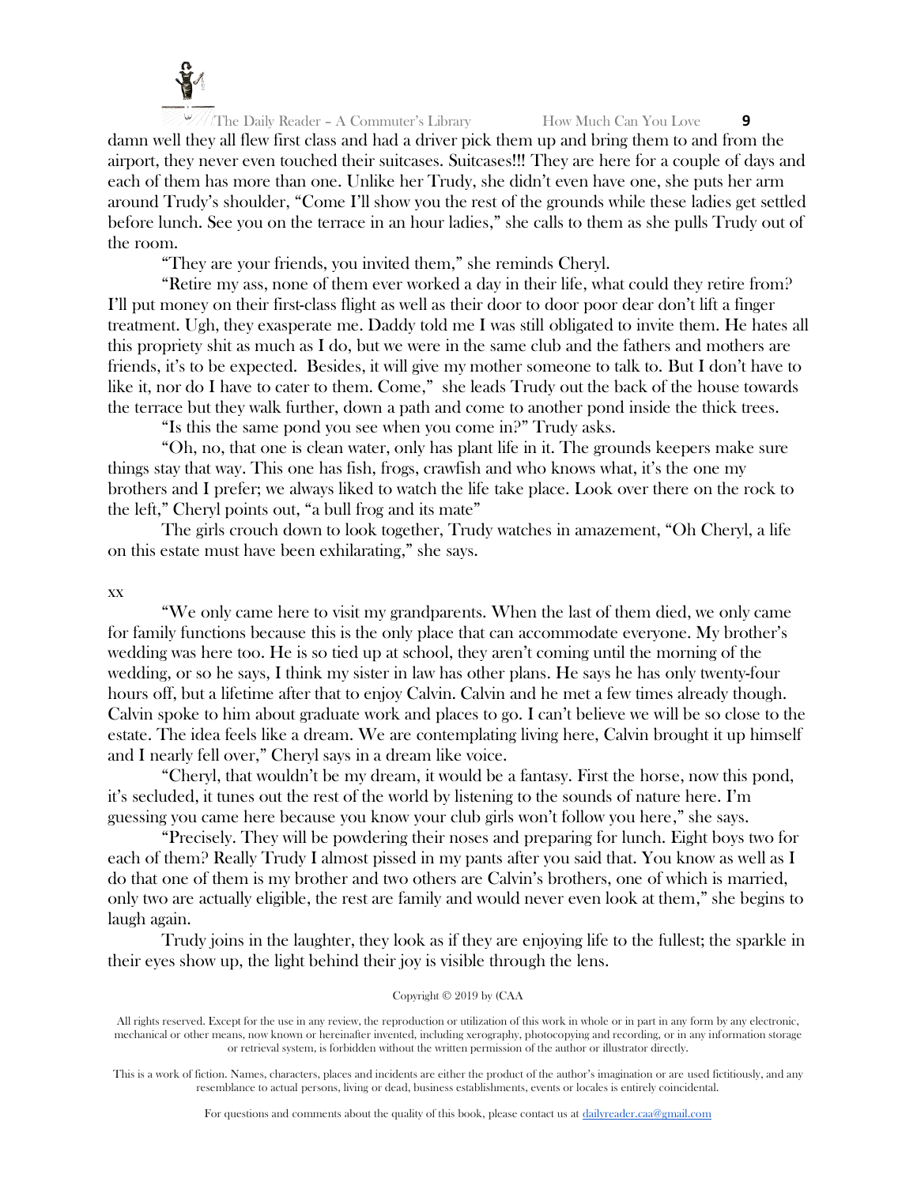damn well they all flew first class and had a driver pick them up and bring them to and from the airport, they never even touched their suitcases. Suitcases!!! They are here for a couple of days and each of them has more than one. Unlike her Trudy, she didn't even have one, she puts her arm around Trudy's shoulder, "Come I'll show you the rest of the grounds while these ladies get settled before lunch. See you on the terrace in an hour ladies," she calls to them as she pulls Trudy out of the room.

"They are your friends, you invited them," she reminds Cheryl.

"Retire my ass, none of them ever worked a day in their life, what could they retire from? I'll put money on their first-class flight as well as their door to door poor dear don't lift a finger treatment. Ugh, they exasperate me. Daddy told me I was still obligated to invite them. He hates all this propriety shit as much as I do, but we were in the same club and the fathers and mothers are friends, it's to be expected. Besides, it will give my mother someone to talk to. But I don't have to like it, nor do I have to cater to them. Come," she leads Trudy out the back of the house towards the terrace but they walk further, down a path and come to another pond inside the thick trees.

"Is this the same pond you see when you come in?" Trudy asks.

"Oh, no, that one is clean water, only has plant life in it. The grounds keepers make sure things stay that way. This one has fish, frogs, crawfish and who knows what, it's the one my brothers and I prefer; we always liked to watch the life take place. Look over there on the rock to the left," Cheryl points out, "a bull frog and its mate"

The girls crouch down to look together, Trudy watches in amazement, "Oh Cheryl, a life on this estate must have been exhilarating," she says.

xx

"We only came here to visit my grandparents. When the last of them died, we only came for family functions because this is the only place that can accommodate everyone. My brother's wedding was here too. He is so tied up at school, they aren't coming until the morning of the wedding, or so he says, I think my sister in law has other plans. He says he has only twenty-four hours off, but a lifetime after that to enjoy Calvin. Calvin and he met a few times already though. Calvin spoke to him about graduate work and places to go. I can't believe we will be so close to the estate. The idea feels like a dream. We are contemplating living here, Calvin brought it up himself and I nearly fell over," Cheryl says in a dream like voice.

"Cheryl, that wouldn't be my dream, it would be a fantasy. First the horse, now this pond, it's secluded, it tunes out the rest of the world by listening to the sounds of nature here. I'm guessing you came here because you know your club girls won't follow you here," she says.

"Precisely. They will be powdering their noses and preparing for lunch. Eight boys two for each of them? Really Trudy I almost pissed in my pants after you said that. You know as well as I do that one of them is my brother and two others are Calvin's brothers, one of which is married, only two are actually eligible, the rest are family and would never even look at them," she begins to laugh again.

Trudy joins in the laughter, they look as if they are enjoying life to the fullest; the sparkle in their eyes show up, the light behind their joy is visible through the lens.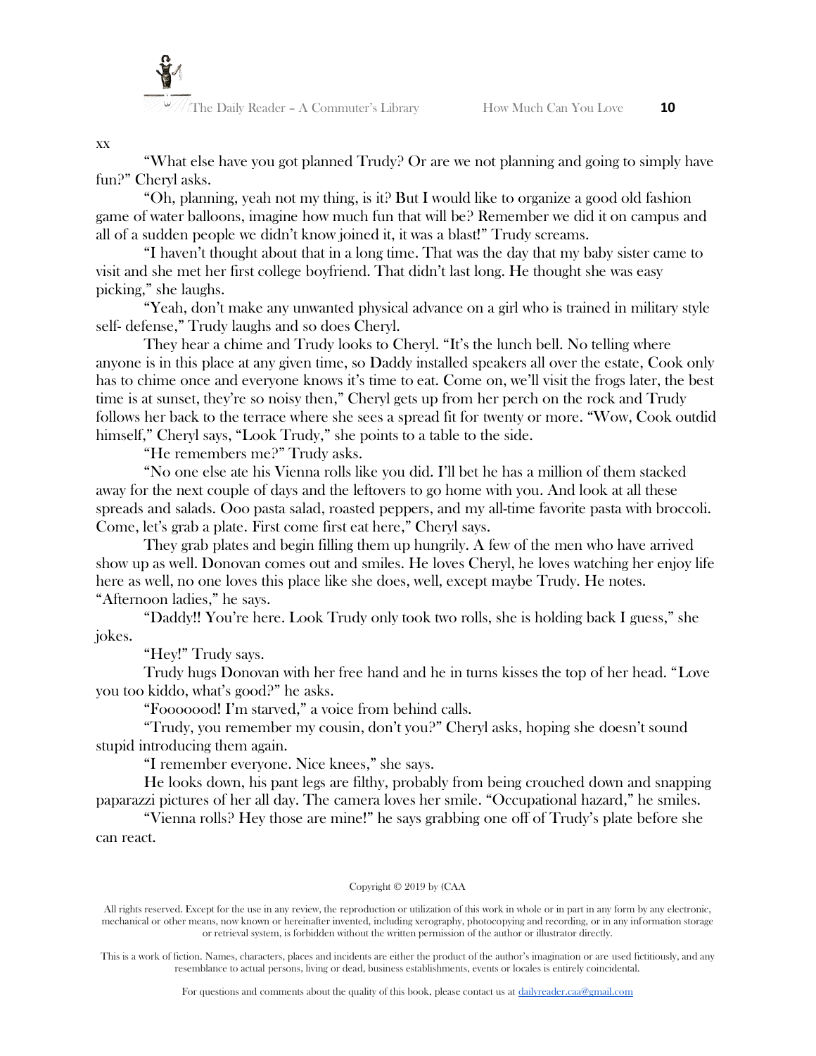xx

"What else have you got planned Trudy? Or are we not planning and going to simply have fun?" Cheryl asks.

"Oh, planning, yeah not my thing, is it? But I would like to organize a good old fashion game of water balloons, imagine how much fun that will be? Remember we did it on campus and all of a sudden people we didn't know joined it, it was a blast!" Trudy screams.

"I haven't thought about that in a long time. That was the day that my baby sister came to visit and she met her first college boyfriend. That didn't last long. He thought she was easy picking," she laughs.

"Yeah, don't make any unwanted physical advance on a girl who is trained in military style self- defense," Trudy laughs and so does Cheryl.

They hear a chime and Trudy looks to Cheryl. "It's the lunch bell. No telling where anyone is in this place at any given time, so Daddy installed speakers all over the estate, Cook only has to chime once and everyone knows it's time to eat. Come on, we'll visit the frogs later, the best time is at sunset, they're so noisy then," Cheryl gets up from her perch on the rock and Trudy follows her back to the terrace where she sees a spread fit for twenty or more. "Wow, Cook outdid himself," Cheryl says, "Look Trudy," she points to a table to the side.

"He remembers me?" Trudy asks.

"No one else ate his Vienna rolls like you did. I'll bet he has a million of them stacked away for the next couple of days and the leftovers to go home with you. And look at all these spreads and salads. Ooo pasta salad, roasted peppers, and my all-time favorite pasta with broccoli. Come, let's grab a plate. First come first eat here," Cheryl says.

They grab plates and begin filling them up hungrily. A few of the men who have arrived show up as well. Donovan comes out and smiles. He loves Cheryl, he loves watching her enjoy life here as well, no one loves this place like she does, well, except maybe Trudy. He notes. "Afternoon ladies," he says.

"Daddy!! You're here. Look Trudy only took two rolls, she is holding back I guess," she jokes.

"Hey!" Trudy says.

Trudy hugs Donovan with her free hand and he in turns kisses the top of her head. "Love you too kiddo, what's good?" he asks.

"Foooooood! I'm starved," a voice from behind calls.

"Trudy, you remember my cousin, don't you?" Cheryl asks, hoping she doesn't sound stupid introducing them again.

"I remember everyone. Nice knees," she says.

He looks down, his pant legs are filthy, probably from being crouched down and snapping paparazzi pictures of her all day. The camera loves her smile. "Occupational hazard," he smiles.

"Vienna rolls? Hey those are mine!" he says grabbing one off of Trudy's plate before she can react.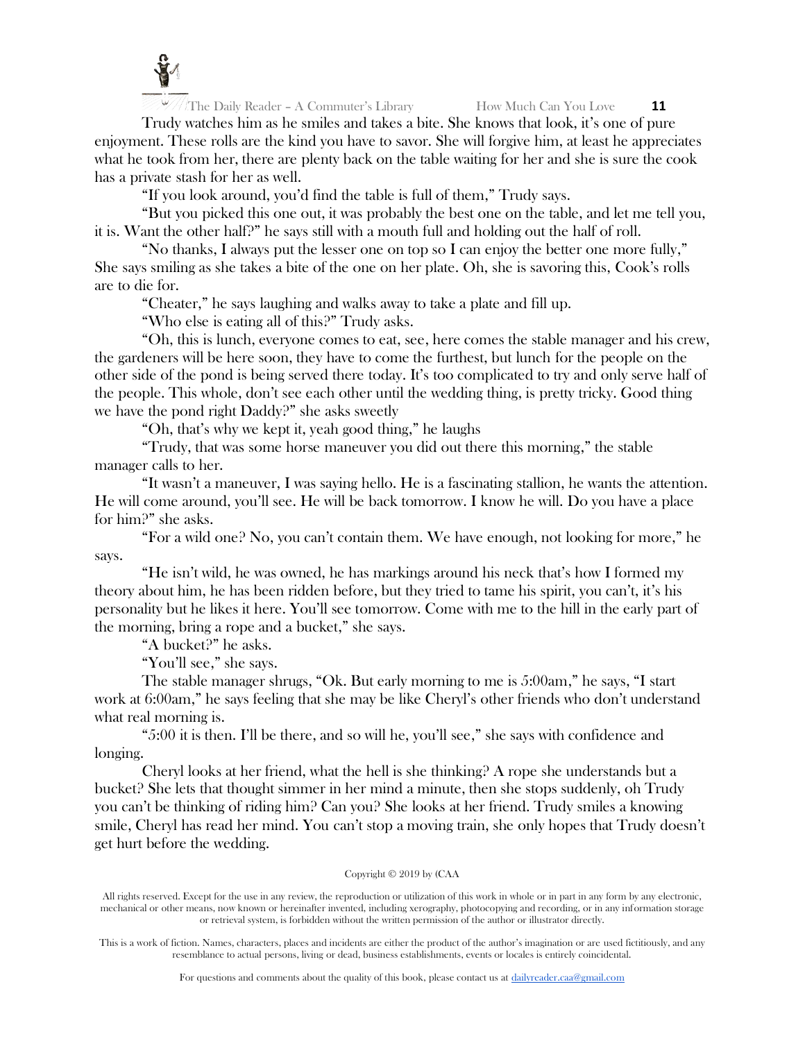Trudy watches him as he smiles and takes a bite. She knows that look, it's one of pure enjoyment. These rolls are the kind you have to savor. She will forgive him, at least he appreciates what he took from her, there are plenty back on the table waiting for her and she is sure the cook has a private stash for her as well.

"If you look around, you'd find the table is full of them," Trudy says.

"But you picked this one out, it was probably the best one on the table, and let me tell you, it is. Want the other half?" he says still with a mouth full and holding out the half of roll.

"No thanks, I always put the lesser one on top so I can enjoy the better one more fully," She says smiling as she takes a bite of the one on her plate. Oh, she is savoring this, Cook's rolls are to die for.

"Cheater," he says laughing and walks away to take a plate and fill up.

"Who else is eating all of this?" Trudy asks.

"Oh, this is lunch, everyone comes to eat, see, here comes the stable manager and his crew, the gardeners will be here soon, they have to come the furthest, but lunch for the people on the other side of the pond is being served there today. It's too complicated to try and only serve half of the people. This whole, don't see each other until the wedding thing, is pretty tricky. Good thing we have the pond right Daddy?" she asks sweetly

"Oh, that's why we kept it, yeah good thing," he laughs

"Trudy, that was some horse maneuver you did out there this morning," the stable manager calls to her.

"It wasn't a maneuver, I was saying hello. He is a fascinating stallion, he wants the attention. He will come around, you'll see. He will be back tomorrow. I know he will. Do you have a place for him?" she asks.

"For a wild one? No, you can't contain them. We have enough, not looking for more," he says.

"He isn't wild, he was owned, he has markings around his neck that's how I formed my theory about him, he has been ridden before, but they tried to tame his spirit, you can't, it's his personality but he likes it here. You'll see tomorrow. Come with me to the hill in the early part of the morning, bring a rope and a bucket," she says.

"A bucket?" he asks.

"You'll see," she says.

The stable manager shrugs, "Ok. But early morning to me is 5:00am," he says, "I start work at 6:00am," he says feeling that she may be like Cheryl's other friends who don't understand what real morning is.

"5:00 it is then. I'll be there, and so will he, you'll see," she says with confidence and longing.

Cheryl looks at her friend, what the hell is she thinking? A rope she understands but a bucket? She lets that thought simmer in her mind a minute, then she stops suddenly, oh Trudy you can't be thinking of riding him? Can you? She looks at her friend. Trudy smiles a knowing smile, Cheryl has read her mind. You can't stop a moving train, she only hopes that Trudy doesn't get hurt before the wedding.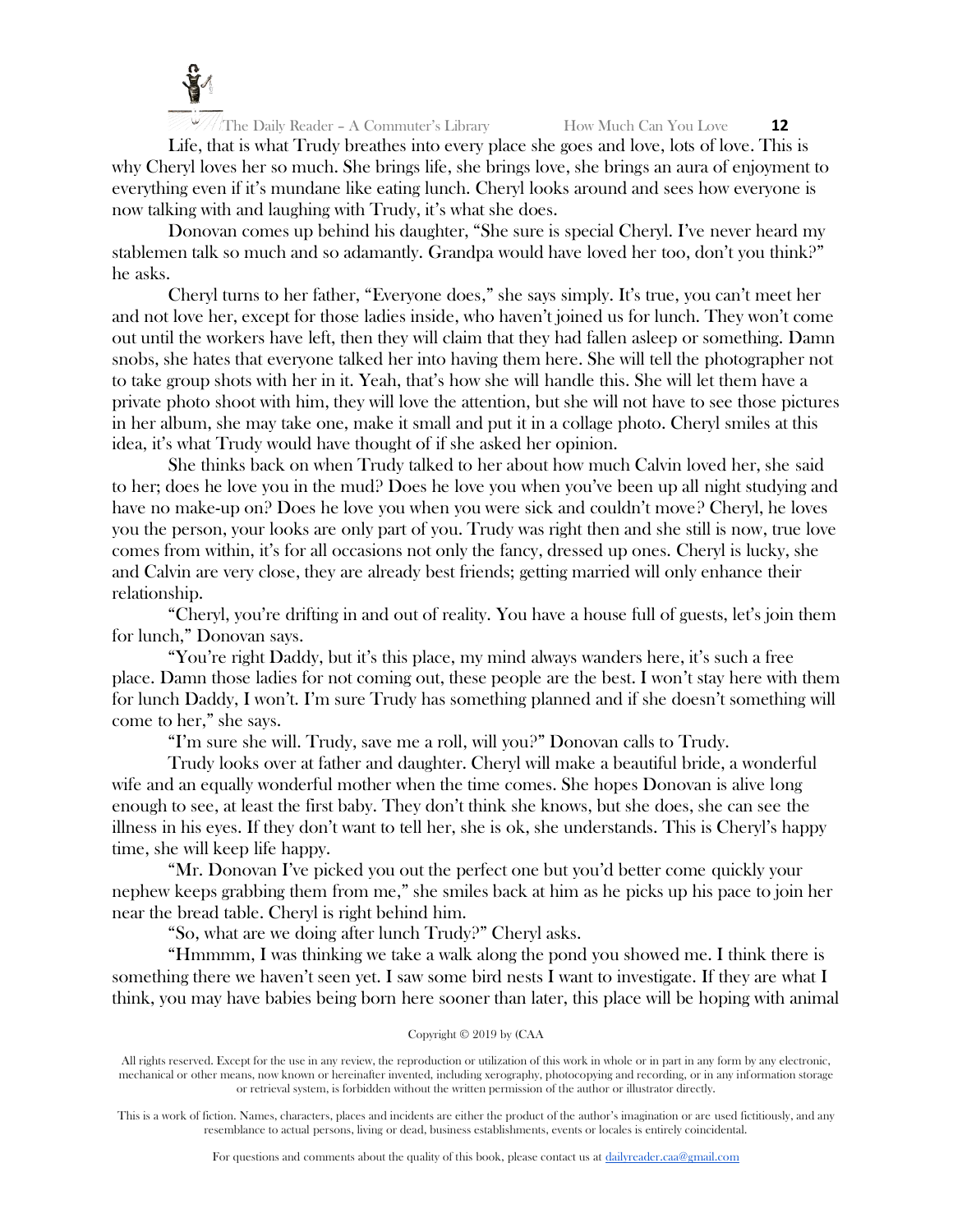Life, that is what Trudy breathes into every place she goes and love, lots of love. This is why Cheryl loves her so much. She brings life, she brings love, she brings an aura of enjoyment to everything even if it's mundane like eating lunch. Cheryl looks around and sees how everyone is now talking with and laughing with Trudy, it's what she does.

Donovan comes up behind his daughter, "She sure is special Cheryl. I've never heard my stablemen talk so much and so adamantly. Grandpa would have loved her too, don't you think?" he asks.

Cheryl turns to her father, "Everyone does," she says simply. It's true, you can't meet her and not love her, except for those ladies inside, who haven't joined us for lunch. They won't come out until the workers have left, then they will claim that they had fallen asleep or something. Damn snobs, she hates that everyone talked her into having them here. She will tell the photographer not to take group shots with her in it. Yeah, that's how she will handle this. She will let them have a private photo shoot with him, they will love the attention, but she will not have to see those pictures in her album, she may take one, make it small and put it in a collage photo. Cheryl smiles at this idea, it's what Trudy would have thought of if she asked her opinion.

She thinks back on when Trudy talked to her about how much Calvin loved her, she said to her; does he love you in the mud? Does he love you when you've been up all night studying and have no make-up on? Does he love you when you were sick and couldn't move? Cheryl, he loves you the person, your looks are only part of you. Trudy was right then and she still is now, true love comes from within, it's for all occasions not only the fancy, dressed up ones. Cheryl is lucky, she and Calvin are very close, they are already best friends; getting married will only enhance their relationship.

"Cheryl, you're drifting in and out of reality. You have a house full of guests, let's join them for lunch," Donovan says.

"You're right Daddy, but it's this place, my mind always wanders here, it's such a free place. Damn those ladies for not coming out, these people are the best. I won't stay here with them for lunch Daddy, I won't. I'm sure Trudy has something planned and if she doesn't something will come to her," she says.

"I'm sure she will. Trudy, save me a roll, will you?" Donovan calls to Trudy.

Trudy looks over at father and daughter. Cheryl will make a beautiful bride, a wonderful wife and an equally wonderful mother when the time comes. She hopes Donovan is alive long enough to see, at least the first baby. They don't think she knows, but she does, she can see the illness in his eyes. If they don't want to tell her, she is ok, she understands. This is Cheryl's happy time, she will keep life happy.

"Mr. Donovan I've picked you out the perfect one but you'd better come quickly your nephew keeps grabbing them from me," she smiles back at him as he picks up his pace to join her near the bread table. Cheryl is right behind him.

"So, what are we doing after lunch Trudy?" Cheryl asks.

"Hmmmm, I was thinking we take a walk along the pond you showed me. I think there is something there we haven't seen yet. I saw some bird nests I want to investigate. If they are what I think, you may have babies being born here sooner than later, this place will be hoping with animal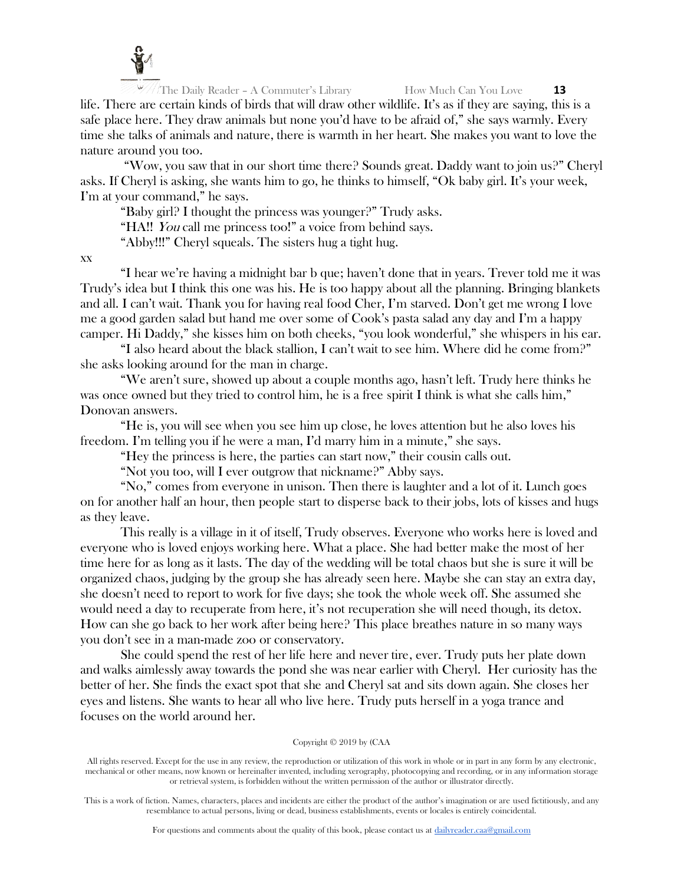life. There are certain kinds of birds that will draw other wildlife. It's as if they are saying, this is a safe place here. They draw animals but none you'd have to be afraid of," she says warmly. Every time she talks of animals and nature, there is warmth in her heart. She makes you want to love the nature around you too.

"Wow, you saw that in our short time there? Sounds great. Daddy want to join us?" Cheryl asks. If Cheryl is asking, she wants him to go, he thinks to himself, "Ok baby girl. It's your week, I'm at your command," he says.

"Baby girl? I thought the princess was younger?" Trudy asks.

"HA!! *You* call me princess too!" a voice from behind says.

"Abby!!!" Cheryl squeals. The sisters hug a tight hug.

xx

"I hear we're having a midnight bar b que; haven't done that in years. Trever told me it was Trudy's idea but I think this one was his. He is too happy about all the planning. Bringing blankets and all. I can't wait. Thank you for having real food Cher, I'm starved. Don't get me wrong I love me a good garden salad but hand me over some of Cook's pasta salad any day and I'm a happy camper. Hi Daddy," she kisses him on both cheeks, "you look wonderful," she whispers in his ear.

"I also heard about the black stallion, I can't wait to see him. Where did he come from?" she asks looking around for the man in charge.

"We aren't sure, showed up about a couple months ago, hasn't left. Trudy here thinks he was once owned but they tried to control him, he is a free spirit I think is what she calls him," Donovan answers.

"He is, you will see when you see him up close, he loves attention but he also loves his freedom. I'm telling you if he were a man, I'd marry him in a minute," she says.

"Hey the princess is here, the parties can start now," their cousin calls out.

"Not you too, will I ever outgrow that nickname?" Abby says.

"No," comes from everyone in unison. Then there is laughter and a lot of it. Lunch goes on for another half an hour, then people start to disperse back to their jobs, lots of kisses and hugs as they leave.

This really is a village in it of itself, Trudy observes. Everyone who works here is loved and everyone who is loved enjoys working here. What a place. She had better make the most of her time here for as long as it lasts. The day of the wedding will be total chaos but she is sure it will be organized chaos, judging by the group she has already seen here. Maybe she can stay an extra day, she doesn't need to report to work for five days; she took the whole week off. She assumed she would need a day to recuperate from here, it's not recuperation she will need though, its detox. How can she go back to her work after being here? This place breathes nature in so many ways you don't see in a man-made zoo or conservatory.

She could spend the rest of her life here and never tire, ever. Trudy puts her plate down and walks aimlessly away towards the pond she was near earlier with Cheryl. Her curiosity has the better of her. She finds the exact spot that she and Cheryl sat and sits down again. She closes her eyes and listens. She wants to hear all who live here. Trudy puts herself in a yoga trance and focuses on the world around her.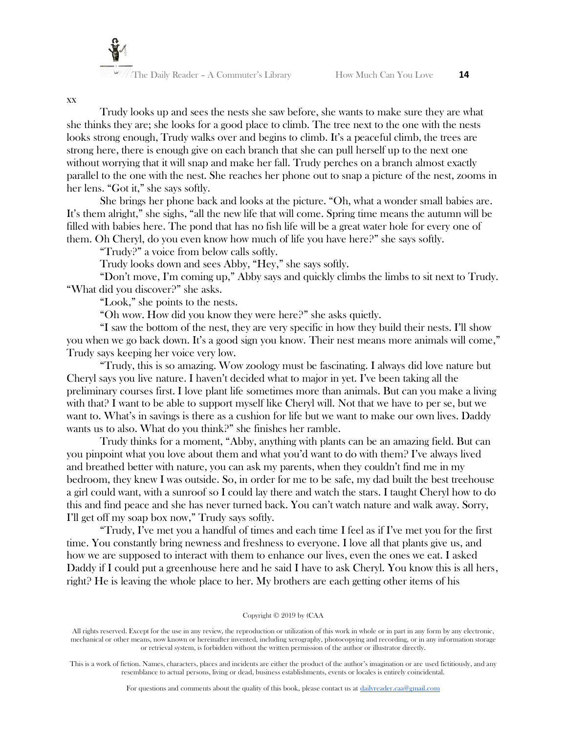xx

Trudy looks up and sees the nests she saw before, she wants to make sure they are what she thinks they are; she looks for a good place to climb. The tree next to the one with the nests looks strong enough, Trudy walks over and begins to climb. It's a peaceful climb, the trees are strong here, there is enough give on each branch that she can pull herself up to the next one without worrying that it will snap and make her fall. Trudy perches on a branch almost exactly parallel to the one with the nest. She reaches her phone out to snap a picture of the nest, zooms in her lens. "Got it," she says softly.

She brings her phone back and looks at the picture. "Oh, what a wonder small babies are. It's them alright," she sighs, "all the new life that will come. Spring time means the autumn will be filled with babies here. The pond that has no fish life will be a great water hole for every one of them. Oh Cheryl, do you even know how much of life you have here?" she says softly.

"Trudy?" a voice from below calls softly.

Trudy looks down and sees Abby, "Hey," she says softly.

"Don't move, I'm coming up," Abby says and quickly climbs the limbs to sit next to Trudy. "What did you discover?" she asks.

"Look," she points to the nests.

"Oh wow. How did you know they were here?" she asks quietly.

"I saw the bottom of the nest, they are very specific in how they build their nests. I'll show you when we go back down. It's a good sign you know. Their nest means more animals will come," Trudy says keeping her voice very low.

"Trudy, this is so amazing. Wow zoology must be fascinating. I always did love nature but Cheryl says you live nature. I haven't decided what to major in yet. I've been taking all the preliminary courses first. I love plant life sometimes more than animals. But can you make a living with that? I want to be able to support myself like Cheryl will. Not that we have to per se, but we want to. What's in savings is there as a cushion for life but we want to make our own lives. Daddy wants us to also. What do you think?" she finishes her ramble.

Trudy thinks for a moment, "Abby, anything with plants can be an amazing field. But can you pinpoint what you love about them and what you'd want to do with them? I've always lived and breathed better with nature, you can ask my parents, when they couldn't find me in my bedroom, they knew I was outside. So, in order for me to be safe, my dad built the best treehouse a girl could want, with a sunroof so I could lay there and watch the stars. I taught Cheryl how to do this and find peace and she has never turned back. You can't watch nature and walk away. Sorry, I'll get off my soap box now," Trudy says softly.

"Trudy, I've met you a handful of times and each time I feel as if I've met you for the first time. You constantly bring newness and freshness to everyone. I love all that plants give us, and how we are supposed to interact with them to enhance our lives, even the ones we eat. I asked Daddy if I could put a greenhouse here and he said I have to ask Cheryl. You know this is all hers, right? He is leaving the whole place to her. My brothers are each getting other items of his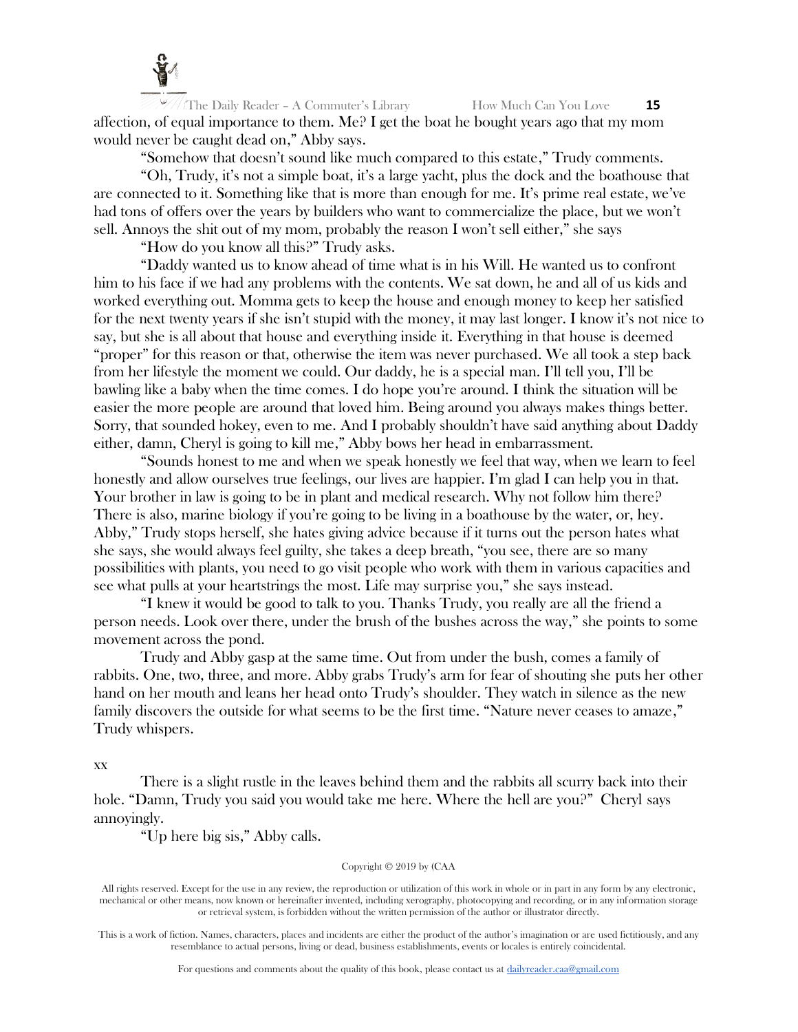affection, of equal importance to them. Me? I get the boat he bought years ago that my mom would never be caught dead on," Abby says.

"Somehow that doesn't sound like much compared to this estate," Trudy comments.

"Oh, Trudy, it's not a simple boat, it's a large yacht, plus the dock and the boathouse that are connected to it. Something like that is more than enough for me. It's prime real estate, we've had tons of offers over the years by builders who want to commercialize the place, but we won't sell. Annoys the shit out of my mom, probably the reason I won't sell either," she says

"How do you know all this?" Trudy asks.

"Daddy wanted us to know ahead of time what is in his Will. He wanted us to confront him to his face if we had any problems with the contents. We sat down, he and all of us kids and worked everything out. Momma gets to keep the house and enough money to keep her satisfied for the next twenty years if she isn't stupid with the money, it may last longer. I know it's not nice to say, but she is all about that house and everything inside it. Everything in that house is deemed "proper" for this reason or that, otherwise the item was never purchased. We all took a step back from her lifestyle the moment we could. Our daddy, he is a special man. I'll tell you, I'll be bawling like a baby when the time comes. I do hope you're around. I think the situation will be easier the more people are around that loved him. Being around you always makes things better. Sorry, that sounded hokey, even to me. And I probably shouldn't have said anything about Daddy either, damn, Cheryl is going to kill me," Abby bows her head in embarrassment.

"Sounds honest to me and when we speak honestly we feel that way, when we learn to feel honestly and allow ourselves true feelings, our lives are happier. I'm glad I can help you in that. Your brother in law is going to be in plant and medical research. Why not follow him there? There is also, marine biology if you're going to be living in a boathouse by the water, or, hey. Abby," Trudy stops herself, she hates giving advice because if it turns out the person hates what she says, she would always feel guilty, she takes a deep breath, "you see, there are so many possibilities with plants, you need to go visit people who work with them in various capacities and see what pulls at your heartstrings the most. Life may surprise you," she says instead.

"I knew it would be good to talk to you. Thanks Trudy, you really are all the friend a person needs. Look over there, under the brush of the bushes across the way," she points to some movement across the pond.

Trudy and Abby gasp at the same time. Out from under the bush, comes a family of rabbits. One, two, three, and more. Abby grabs Trudy's arm for fear of shouting she puts her other hand on her mouth and leans her head onto Trudy's shoulder. They watch in silence as the new family discovers the outside for what seems to be the first time. "Nature never ceases to amaze," Trudy whispers.

xx

There is a slight rustle in the leaves behind them and the rabbits all scurry back into their hole. "Damn, Trudy you said you would take me here. Where the hell are you?" Cheryl says annoyingly.

"Up here big sis," Abby calls.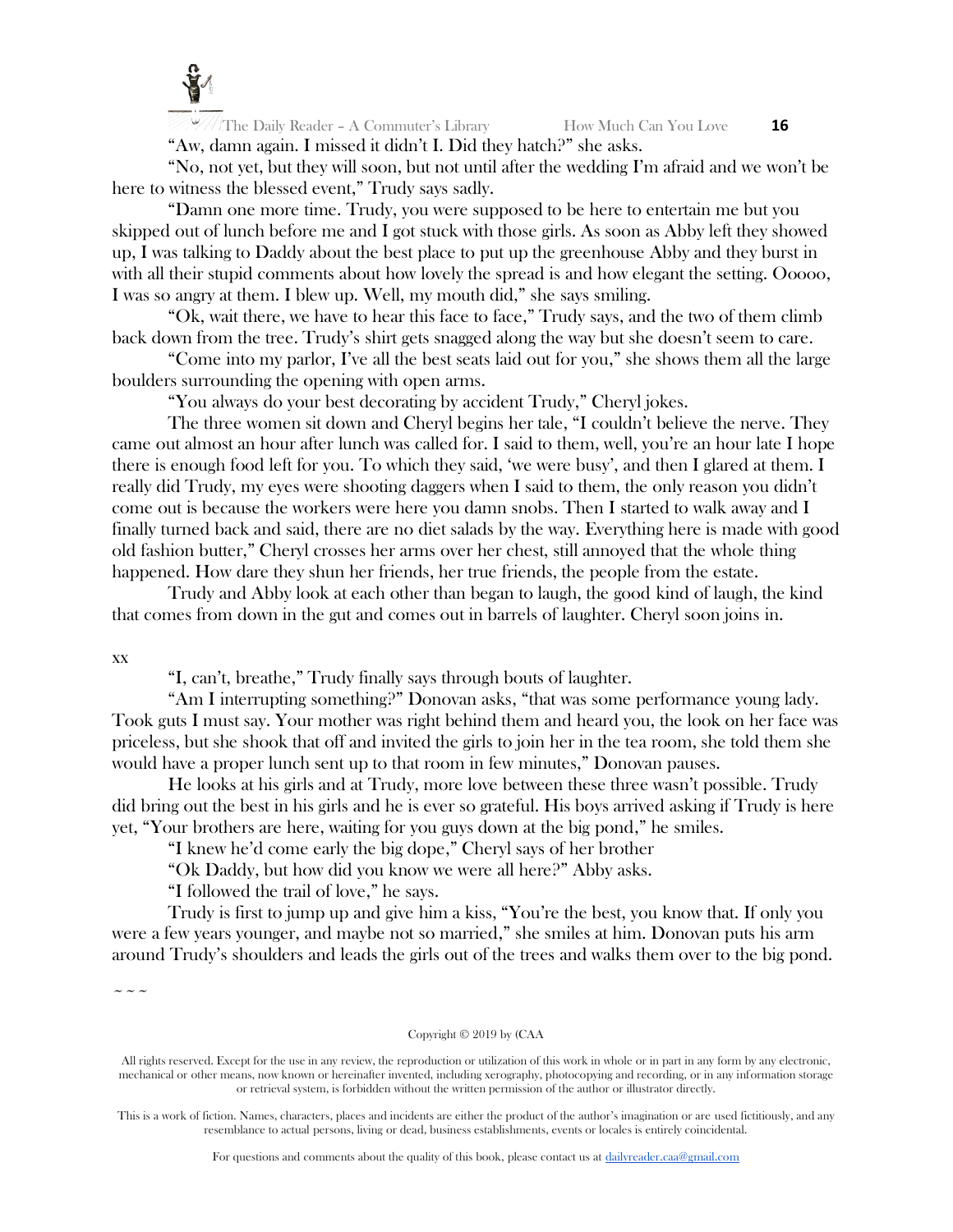"Aw, damn again. I missed it didn't I. Did they hatch?" she asks.

"No, not yet, but they will soon, but not until after the wedding I'm afraid and we won't be here to witness the blessed event," Trudy says sadly.

"Damn one more time. Trudy, you were supposed to be here to entertain me but you skipped out of lunch before me and I got stuck with those girls. As soon as Abby left they showed up, I was talking to Daddy about the best place to put up the greenhouse Abby and they burst in with all their stupid comments about how lovely the spread is and how elegant the setting. Ooooo, I was so angry at them. I blew up. Well, my mouth did," she says smiling.

"Ok, wait there, we have to hear this face to face," Trudy says, and the two of them climb back down from the tree. Trudy's shirt gets snagged along the way but she doesn't seem to care.

"Come into my parlor, I've all the best seats laid out for you," she shows them all the large boulders surrounding the opening with open arms.

"You always do your best decorating by accident Trudy," Cheryl jokes.

The three women sit down and Cheryl begins her tale, "I couldn't believe the nerve. They came out almost an hour after lunch was called for. I said to them, well, you're an hour late I hope there is enough food left for you. To which they said, 'we were busy', and then I glared at them. I really did Trudy, my eyes were shooting daggers when I said to them, the only reason you didn't come out is because the workers were here you damn snobs. Then I started to walk away and I finally turned back and said, there are no diet salads by the way. Everything here is made with good old fashion butter," Cheryl crosses her arms over her chest, still annoyed that the whole thing happened. How dare they shun her friends, her true friends, the people from the estate.

Trudy and Abby look at each other than began to laugh, the good kind of laugh, the kind that comes from down in the gut and comes out in barrels of laughter. Cheryl soon joins in.

xx

"I, can't, breathe," Trudy finally says through bouts of laughter.

"Am I interrupting something?" Donovan asks, "that was some performance young lady. Took guts I must say. Your mother was right behind them and heard you, the look on her face was priceless, but she shook that off and invited the girls to join her in the tea room, she told them she would have a proper lunch sent up to that room in few minutes," Donovan pauses.

He looks at his girls and at Trudy, more love between these three wasn't possible. Trudy did bring out the best in his girls and he is ever so grateful. His boys arrived asking if Trudy is here yet, "Your brothers are here, waiting for you guys down at the big pond," he smiles.

"I knew he'd come early the big dope," Cheryl says of her brother

"Ok Daddy, but how did you know we were all here?" Abby asks.

"I followed the trail of love," he says.

Trudy is first to jump up and give him a kiss, "You're the best, you know that. If only you were a few years younger, and maybe not so married," she smiles at him. Donovan puts his arm around Trudy's shoulders and leads the girls out of the trees and walks them over to the big pond.

~ ~ ~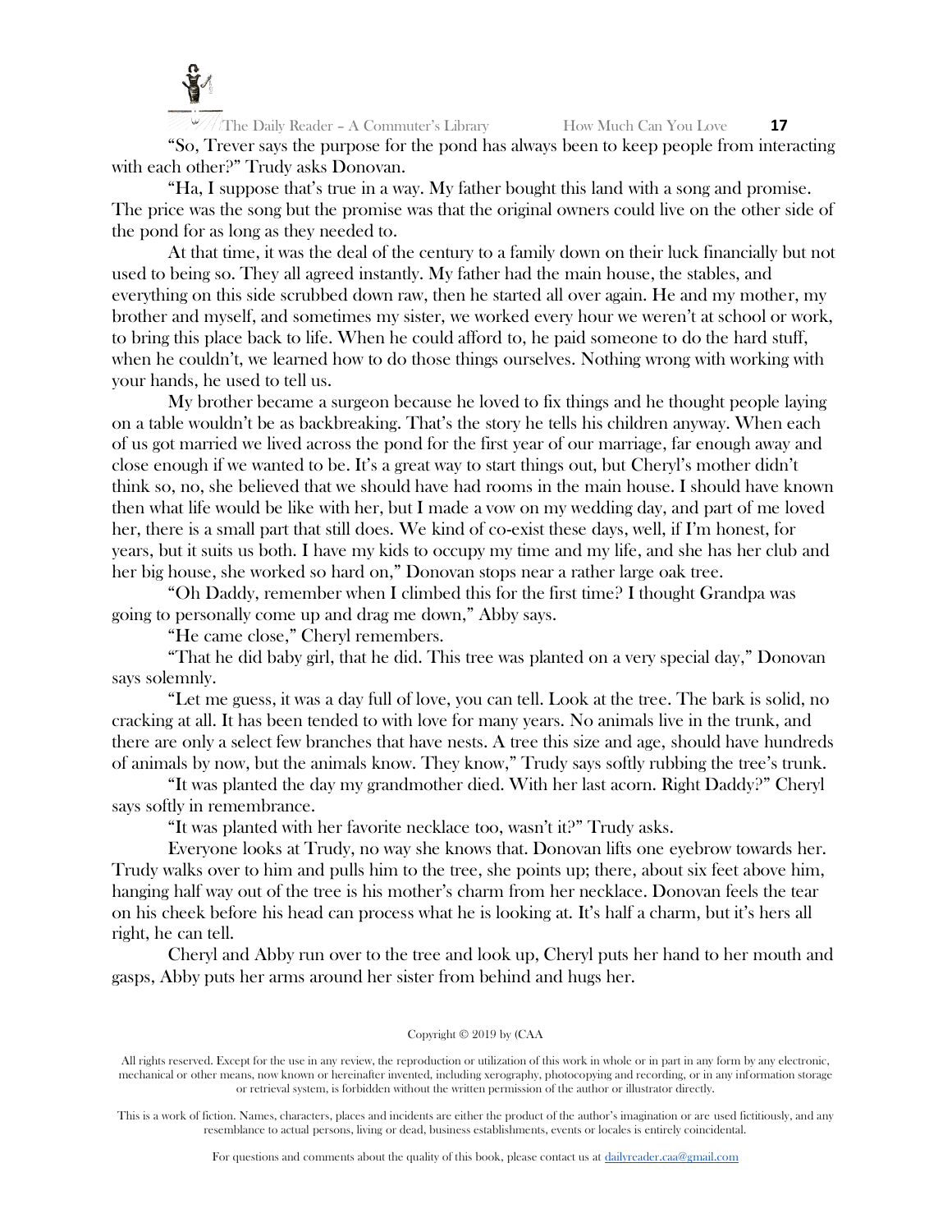"So, Trever says the purpose for the pond has always been to keep people from interacting with each other?" Trudy asks Donovan.

"Ha, I suppose that's true in a way. My father bought this land with a song and promise. The price was the song but the promise was that the original owners could live on the other side of the pond for as long as they needed to.

At that time, it was the deal of the century to a family down on their luck financially but not used to being so. They all agreed instantly. My father had the main house, the stables, and everything on this side scrubbed down raw, then he started all over again. He and my mother, my brother and myself, and sometimes my sister, we worked every hour we weren't at school or work, to bring this place back to life. When he could afford to, he paid someone to do the hard stuff, when he couldn't, we learned how to do those things ourselves. Nothing wrong with working with your hands, he used to tell us.

My brother became a surgeon because he loved to fix things and he thought people laying on a table wouldn't be as backbreaking. That's the story he tells his children anyway. When each of us got married we lived across the pond for the first year of our marriage, far enough away and close enough if we wanted to be. It's a great way to start things out, but Cheryl's mother didn't think so, no, she believed that we should have had rooms in the main house. I should have known then what life would be like with her, but I made a vow on my wedding day, and part of me loved her, there is a small part that still does. We kind of co-exist these days, well, if I'm honest, for years, but it suits us both. I have my kids to occupy my time and my life, and she has her club and her big house, she worked so hard on," Donovan stops near a rather large oak tree.

"Oh Daddy, remember when I climbed this for the first time? I thought Grandpa was going to personally come up and drag me down," Abby says.

"He came close," Cheryl remembers.

"That he did baby girl, that he did. This tree was planted on a very special day," Donovan says solemnly.

"Let me guess, it was a day full of love, you can tell. Look at the tree. The bark is solid, no cracking at all. It has been tended to with love for many years. No animals live in the trunk, and there are only a select few branches that have nests. A tree this size and age, should have hundreds of animals by now, but the animals know. They know," Trudy says softly rubbing the tree's trunk.

"It was planted the day my grandmother died. With her last acorn. Right Daddy?" Cheryl says softly in remembrance.

"It was planted with her favorite necklace too, wasn't it?" Trudy asks.

Everyone looks at Trudy, no way she knows that. Donovan lifts one eyebrow towards her. Trudy walks over to him and pulls him to the tree, she points up; there, about six feet above him, hanging half way out of the tree is his mother's charm from her necklace. Donovan feels the tear on his cheek before his head can process what he is looking at. It's half a charm, but it's hers all right, he can tell.

Cheryl and Abby run over to the tree and look up, Cheryl puts her hand to her mouth and gasps, Abby puts her arms around her sister from behind and hugs her.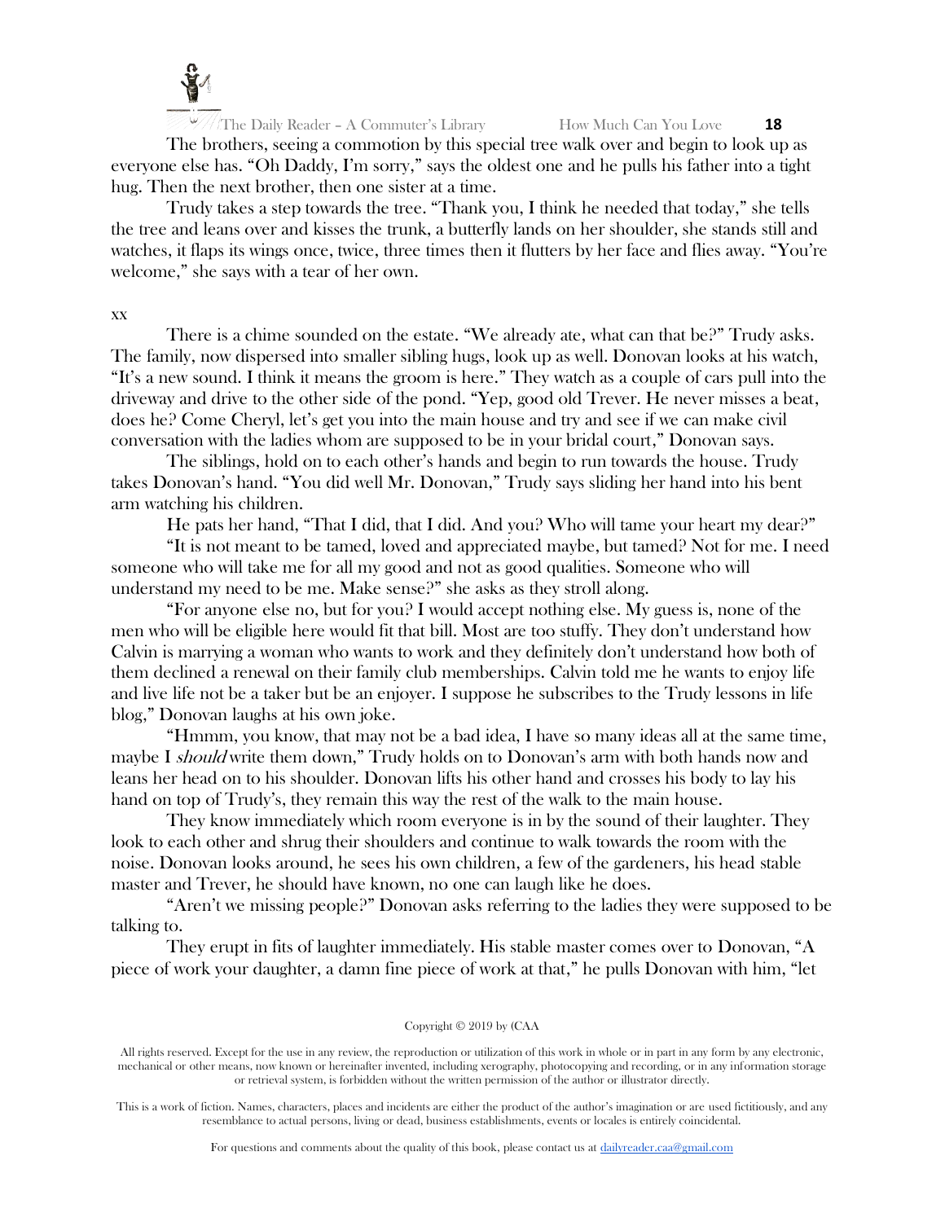The brothers, seeing a commotion by this special tree walk over and begin to look up as everyone else has. "Oh Daddy, I'm sorry," says the oldest one and he pulls his father into a tight hug. Then the next brother, then one sister at a time.

Trudy takes a step towards the tree. "Thank you, I think he needed that today," she tells the tree and leans over and kisses the trunk, a butterfly lands on her shoulder, she stands still and watches, it flaps its wings once, twice, three times then it flutters by her face and flies away. "You're welcome," she says with a tear of her own.

xx

There is a chime sounded on the estate. "We already ate, what can that be?" Trudy asks. The family, now dispersed into smaller sibling hugs, look up as well. Donovan looks at his watch, "It's a new sound. I think it means the groom is here." They watch as a couple of cars pull into the driveway and drive to the other side of the pond. "Yep, good old Trever. He never misses a beat, does he? Come Cheryl, let's get you into the main house and try and see if we can make civil conversation with the ladies whom are supposed to be in your bridal court," Donovan says.

The siblings, hold on to each other's hands and begin to run towards the house. Trudy takes Donovan's hand. "You did well Mr. Donovan," Trudy says sliding her hand into his bent arm watching his children.

He pats her hand, "That I did, that I did. And you? Who will tame your heart my dear?"

"It is not meant to be tamed, loved and appreciated maybe, but tamed? Not for me. I need someone who will take me for all my good and not as good qualities. Someone who will understand my need to be me. Make sense?" she asks as they stroll along.

"For anyone else no, but for you? I would accept nothing else. My guess is, none of the men who will be eligible here would fit that bill. Most are too stuffy. They don't understand how Calvin is marrying a woman who wants to work and they definitely don't understand how both of them declined a renewal on their family club memberships. Calvin told me he wants to enjoy life and live life not be a taker but be an enjoyer. I suppose he subscribes to the Trudy lessons in life blog," Donovan laughs at his own joke.

"Hmmm, you know, that may not be a bad idea, I have so many ideas all at the same time, maybe I *should* write them down," Trudy holds on to Donovan's arm with both hands now and leans her head on to his shoulder. Donovan lifts his other hand and crosses his body to lay his hand on top of Trudy's, they remain this way the rest of the walk to the main house.

They know immediately which room everyone is in by the sound of their laughter. They look to each other and shrug their shoulders and continue to walk towards the room with the noise. Donovan looks around, he sees his own children, a few of the gardeners, his head stable master and Trever, he should have known, no one can laugh like he does.

"Aren't we missing people?" Donovan asks referring to the ladies they were supposed to be talking to.

They erupt in fits of laughter immediately. His stable master comes over to Donovan, "A piece of work your daughter, a damn fine piece of work at that," he pulls Donovan with him, "let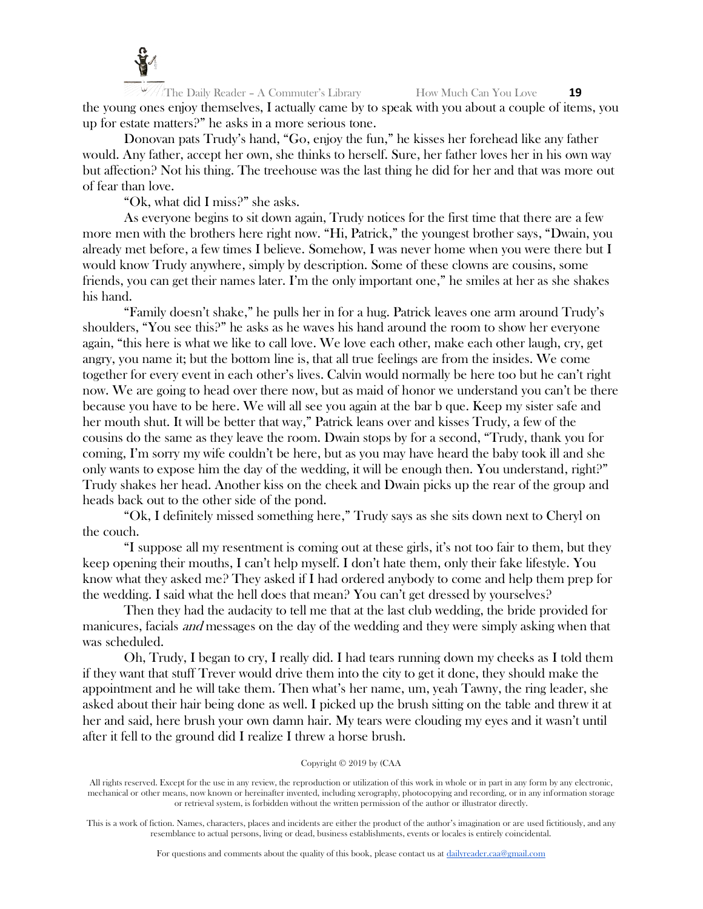the young ones enjoy themselves, I actually came by to speak with you about a couple of items, you up for estate matters?" he asks in a more serious tone.

Donovan pats Trudy's hand, "Go, enjoy the fun," he kisses her forehead like any father would. Any father, accept her own, she thinks to herself. Sure, her father loves her in his own way but affection? Not his thing. The treehouse was the last thing he did for her and that was more out of fear than love.

"Ok, what did I miss?" she asks.

As everyone begins to sit down again, Trudy notices for the first time that there are a few more men with the brothers here right now. "Hi, Patrick," the youngest brother says, "Dwain, you already met before, a few times I believe. Somehow, I was never home when you were there but I would know Trudy anywhere, simply by description. Some of these clowns are cousins, some friends, you can get their names later. I'm the only important one," he smiles at her as she shakes his hand.

"Family doesn't shake," he pulls her in for a hug. Patrick leaves one arm around Trudy's shoulders, "You see this?" he asks as he waves his hand around the room to show her everyone again, "this here is what we like to call love. We love each other, make each other laugh, cry, get angry, you name it; but the bottom line is, that all true feelings are from the insides. We come together for every event in each other's lives. Calvin would normally be here too but he can't right now. We are going to head over there now, but as maid of honor we understand you can't be there because you have to be here. We will all see you again at the bar b que. Keep my sister safe and her mouth shut. It will be better that way," Patrick leans over and kisses Trudy, a few of the cousins do the same as they leave the room. Dwain stops by for a second, "Trudy, thank you for coming, I'm sorry my wife couldn't be here, but as you may have heard the baby took ill and she only wants to expose him the day of the wedding, it will be enough then. You understand, right?" Trudy shakes her head. Another kiss on the cheek and Dwain picks up the rear of the group and heads back out to the other side of the pond.

"Ok, I definitely missed something here," Trudy says as she sits down next to Cheryl on the couch.

"I suppose all my resentment is coming out at these girls, it's not too fair to them, but they keep opening their mouths, I can't help myself. I don't hate them, only their fake lifestyle. You know what they asked me? They asked if I had ordered anybody to come and help them prep for the wedding. I said what the hell does that mean? You can't get dressed by yourselves?

Then they had the audacity to tell me that at the last club wedding, the bride provided for manicures, facials *and* messages on the day of the wedding and they were simply asking when that was scheduled.

Oh, Trudy, I began to cry, I really did. I had tears running down my cheeks as I told them if they want that stuff Trever would drive them into the city to get it done, they should make the appointment and he will take them. Then what's her name, um, yeah Tawny, the ring leader, she asked about their hair being done as well. I picked up the brush sitting on the table and threw it at her and said, here brush your own damn hair. My tears were clouding my eyes and it wasn't until after it fell to the ground did I realize I threw a horse brush.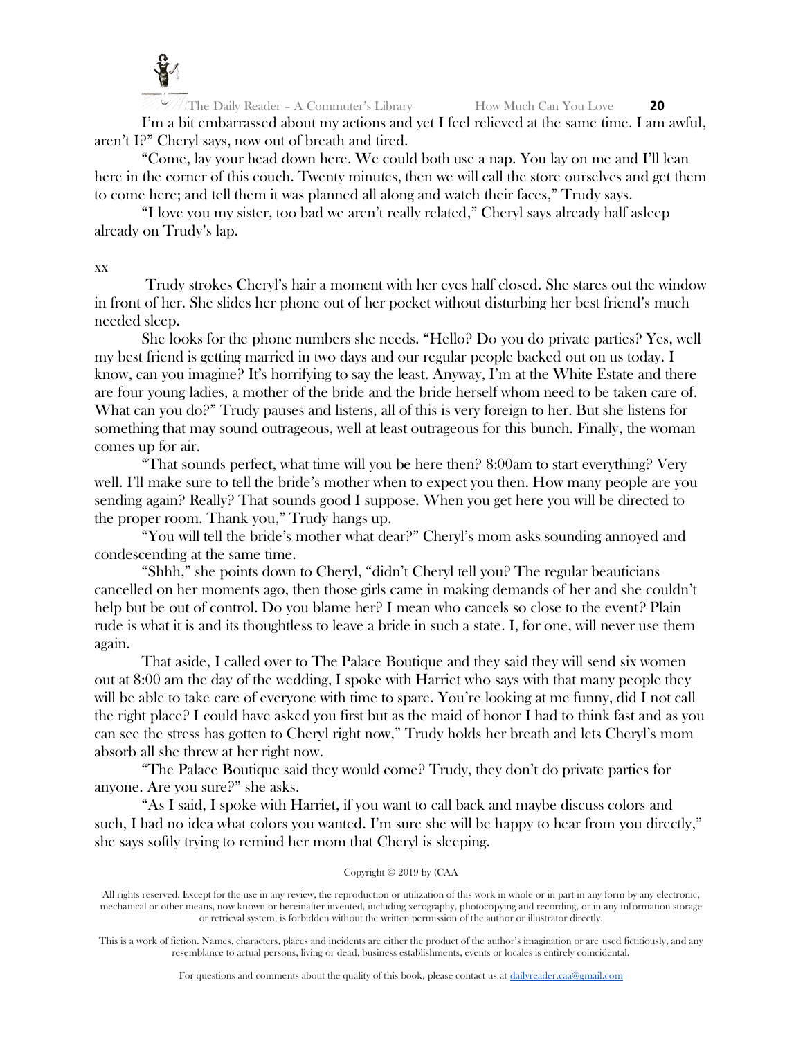I'm a bit embarrassed about my actions and yet I feel relieved at the same time. I am awful, aren't I?" Cheryl says, now out of breath and tired.

"Come, lay your head down here. We could both use a nap. You lay on me and I'll lean here in the corner of this couch. Twenty minutes, then we will call the store ourselves and get them to come here; and tell them it was planned all along and watch their faces," Trudy says.

"I love you my sister, too bad we aren't really related," Cheryl says already half asleep already on Trudy's lap.

xx

Trudy strokes Cheryl's hair a moment with her eyes half closed. She stares out the window in front of her. She slides her phone out of her pocket without disturbing her best friend's much needed sleep.

She looks for the phone numbers she needs. "Hello? Do you do private parties? Yes, well my best friend is getting married in two days and our regular people backed out on us today. I know, can you imagine? It's horrifying to say the least. Anyway, I'm at the White Estate and there are four young ladies, a mother of the bride and the bride herself whom need to be taken care of. What can you do?" Trudy pauses and listens, all of this is very foreign to her. But she listens for something that may sound outrageous, well at least outrageous for this bunch. Finally, the woman comes up for air.

"That sounds perfect, what time will you be here then? 8:00am to start everything? Very well. I'll make sure to tell the bride's mother when to expect you then. How many people are you sending again? Really? That sounds good I suppose. When you get here you will be directed to the proper room. Thank you," Trudy hangs up.

"You will tell the bride's mother what dear?" Cheryl's mom asks sounding annoyed and condescending at the same time.

"Shhh," she points down to Cheryl, "didn't Cheryl tell you? The regular beauticians cancelled on her moments ago, then those girls came in making demands of her and she couldn't help but be out of control. Do you blame her? I mean who cancels so close to the event? Plain rude is what it is and its thoughtless to leave a bride in such a state. I, for one, will never use them again.

That aside, I called over to The Palace Boutique and they said they will send six women out at 8:00 am the day of the wedding, I spoke with Harriet who says with that many people they will be able to take care of everyone with time to spare. You're looking at me funny, did I not call the right place? I could have asked you first but as the maid of honor I had to think fast and as you can see the stress has gotten to Cheryl right now," Trudy holds her breath and lets Cheryl's mom absorb all she threw at her right now.

"The Palace Boutique said they would come? Trudy, they don't do private parties for anyone. Are you sure?" she asks.

"As I said, I spoke with Harriet, if you want to call back and maybe discuss colors and such, I had no idea what colors you wanted. I'm sure she will be happy to hear from you directly," she says softly trying to remind her mom that Cheryl is sleeping.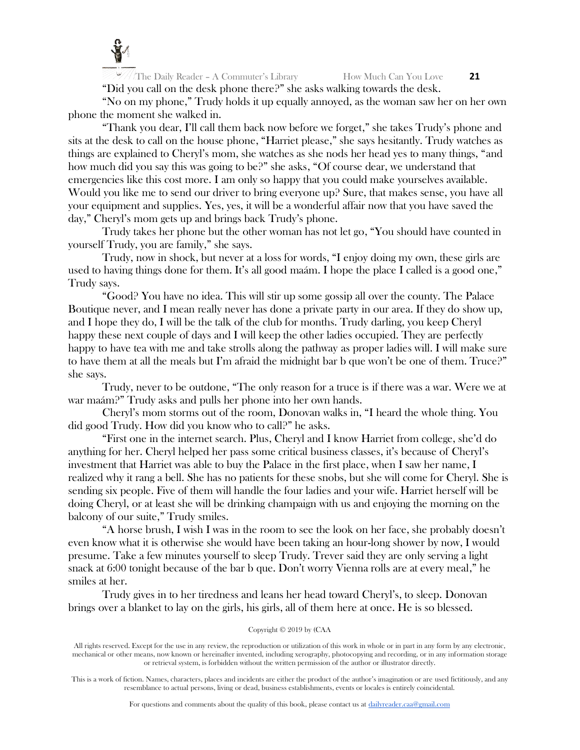"Did you call on the desk phone there?" she asks walking towards the desk.

"No on my phone," Trudy holds it up equally annoyed, as the woman saw her on her own phone the moment she walked in.

"Thank you dear, I'll call them back now before we forget," she takes Trudy's phone and sits at the desk to call on the house phone, "Harriet please," she says hesitantly. Trudy watches as things are explained to Cheryl's mom, she watches as she nods her head yes to many things, "and how much did you say this was going to be?" she asks, "Of course dear, we understand that emergencies like this cost more. I am only so happy that you could make yourselves available. Would you like me to send our driver to bring everyone up? Sure, that makes sense, you have all your equipment and supplies. Yes, yes, it will be a wonderful affair now that you have saved the day," Cheryl's mom gets up and brings back Trudy's phone.

Trudy takes her phone but the other woman has not let go, "You should have counted in yourself Trudy, you are family," she says.

Trudy, now in shock, but never at a loss for words, "I enjoy doing my own, these girls are used to having things done for them. It's all good maám. I hope the place I called is a good one," Trudy says.

"Good? You have no idea. This will stir up some gossip all over the county. The Palace Boutique never, and I mean really never has done a private party in our area. If they do show up, and I hope they do, I will be the talk of the club for months. Trudy darling, you keep Cheryl happy these next couple of days and I will keep the other ladies occupied. They are perfectly happy to have tea with me and take strolls along the pathway as proper ladies will. I will make sure to have them at all the meals but I'm afraid the midnight bar b que won't be one of them. Truce?" she says.

Trudy, never to be outdone, "The only reason for a truce is if there was a war. Were we at war maám?" Trudy asks and pulls her phone into her own hands.

Cheryl's mom storms out of the room, Donovan walks in, "I heard the whole thing. You did good Trudy. How did you know who to call?" he asks.

"First one in the internet search. Plus, Cheryl and I know Harriet from college, she'd do anything for her. Cheryl helped her pass some critical business classes, it's because of Cheryl's investment that Harriet was able to buy the Palace in the first place, when I saw her name, I realized why it rang a bell. She has no patients for these snobs, but she will come for Cheryl. She is sending six people. Five of them will handle the four ladies and your wife. Harriet herself will be doing Cheryl, or at least she will be drinking champaign with us and enjoying the morning on the balcony of our suite," Trudy smiles.

"A horse brush, I wish I was in the room to see the look on her face, she probably doesn't even know what it is otherwise she would have been taking an hour-long shower by now, I would presume. Take a few minutes yourself to sleep Trudy. Trever said they are only serving a light snack at 6:00 tonight because of the bar b que. Don't worry Vienna rolls are at every meal," he smiles at her.

Trudy gives in to her tiredness and leans her head toward Cheryl's, to sleep. Donovan brings over a blanket to lay on the girls, his girls, all of them here at once. He is so blessed.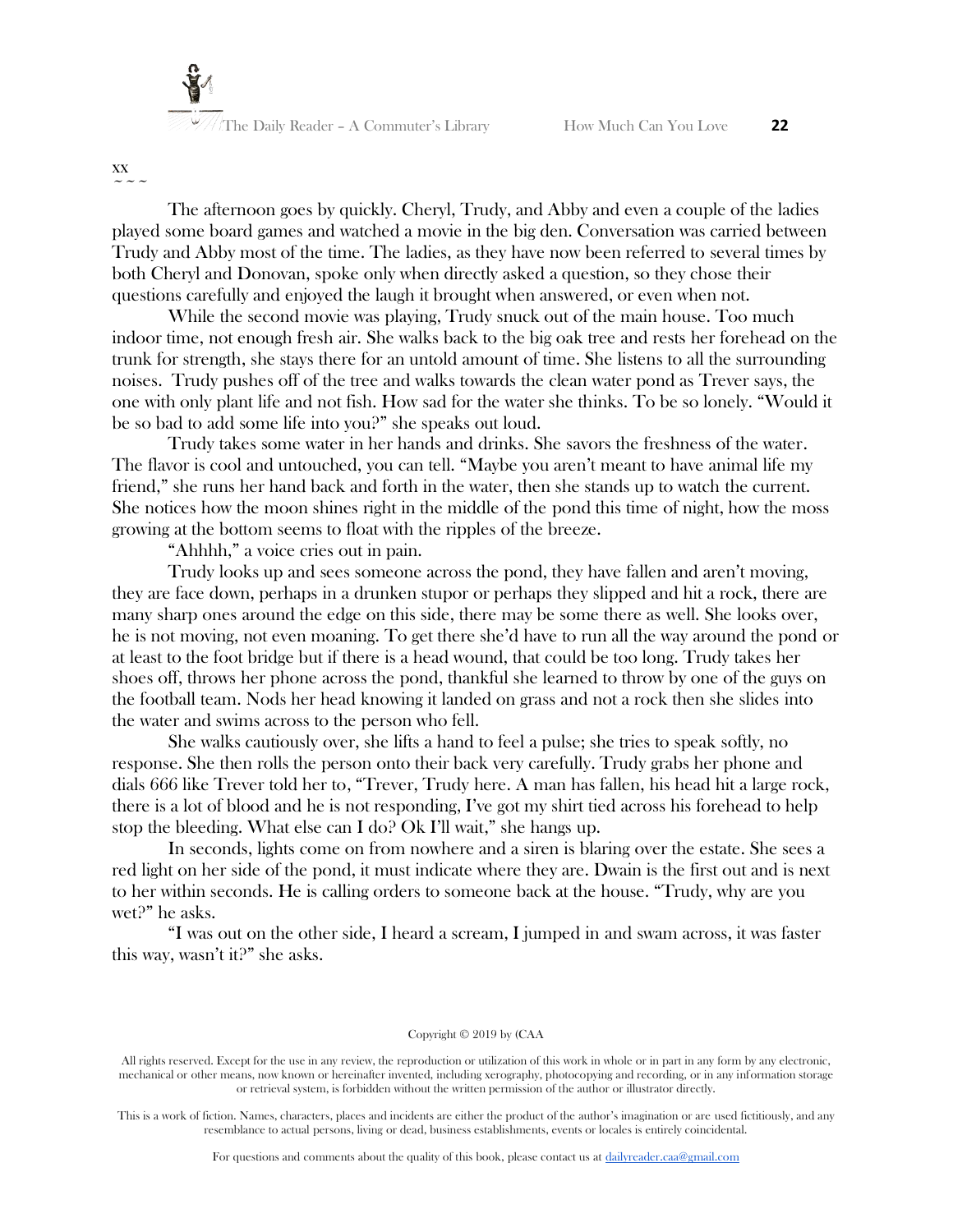xx
~ ~ ~

The afternoon goes by quickly. Cheryl, Trudy, and Abby and even a couple of the ladies played some board games and watched a movie in the big den. Conversation was carried between Trudy and Abby most of the time. The ladies, as they have now been referred to several times by both Cheryl and Donovan, spoke only when directly asked a question, so they chose their questions carefully and enjoyed the laugh it brought when answered, or even when not.

While the second movie was playing, Trudy snuck out of the main house. Too much indoor time, not enough fresh air. She walks back to the big oak tree and rests her forehead on the trunk for strength, she stays there for an untold amount of time. She listens to all the surrounding noises. Trudy pushes off of the tree and walks towards the clean water pond as Trever says, the one with only plant life and not fish. How sad for the water she thinks. To be so lonely. "Would it be so bad to add some life into you?" she speaks out loud.

Trudy takes some water in her hands and drinks. She savors the freshness of the water. The flavor is cool and untouched, you can tell. "Maybe you aren't meant to have animal life my friend," she runs her hand back and forth in the water, then she stands up to watch the current. She notices how the moon shines right in the middle of the pond this time of night, how the moss growing at the bottom seems to float with the ripples of the breeze.

"Ahhhh," a voice cries out in pain.

Trudy looks up and sees someone across the pond, they have fallen and aren't moving, they are face down, perhaps in a drunken stupor or perhaps they slipped and hit a rock, there are many sharp ones around the edge on this side, there may be some there as well. She looks over, he is not moving, not even moaning. To get there she'd have to run all the way around the pond or at least to the foot bridge but if there is a head wound, that could be too long. Trudy takes her shoes off, throws her phone across the pond, thankful she learned to throw by one of the guys on the football team. Nods her head knowing it landed on grass and not a rock then she slides into the water and swims across to the person who fell.

She walks cautiously over, she lifts a hand to feel a pulse; she tries to speak softly, no response. She then rolls the person onto their back very carefully. Trudy grabs her phone and dials 666 like Trever told her to, "Trever, Trudy here. A man has fallen, his head hit a large rock, there is a lot of blood and he is not responding, I've got my shirt tied across his forehead to help stop the bleeding. What else can I do? Ok I'll wait," she hangs up.

In seconds, lights come on from nowhere and a siren is blaring over the estate. She sees a red light on her side of the pond, it must indicate where they are. Dwain is the first out and is next to her within seconds. He is calling orders to someone back at the house. "Trudy, why are you wet?" he asks.

"I was out on the other side, I heard a scream, I jumped in and swam across, it was faster this way, wasn't it?" she asks.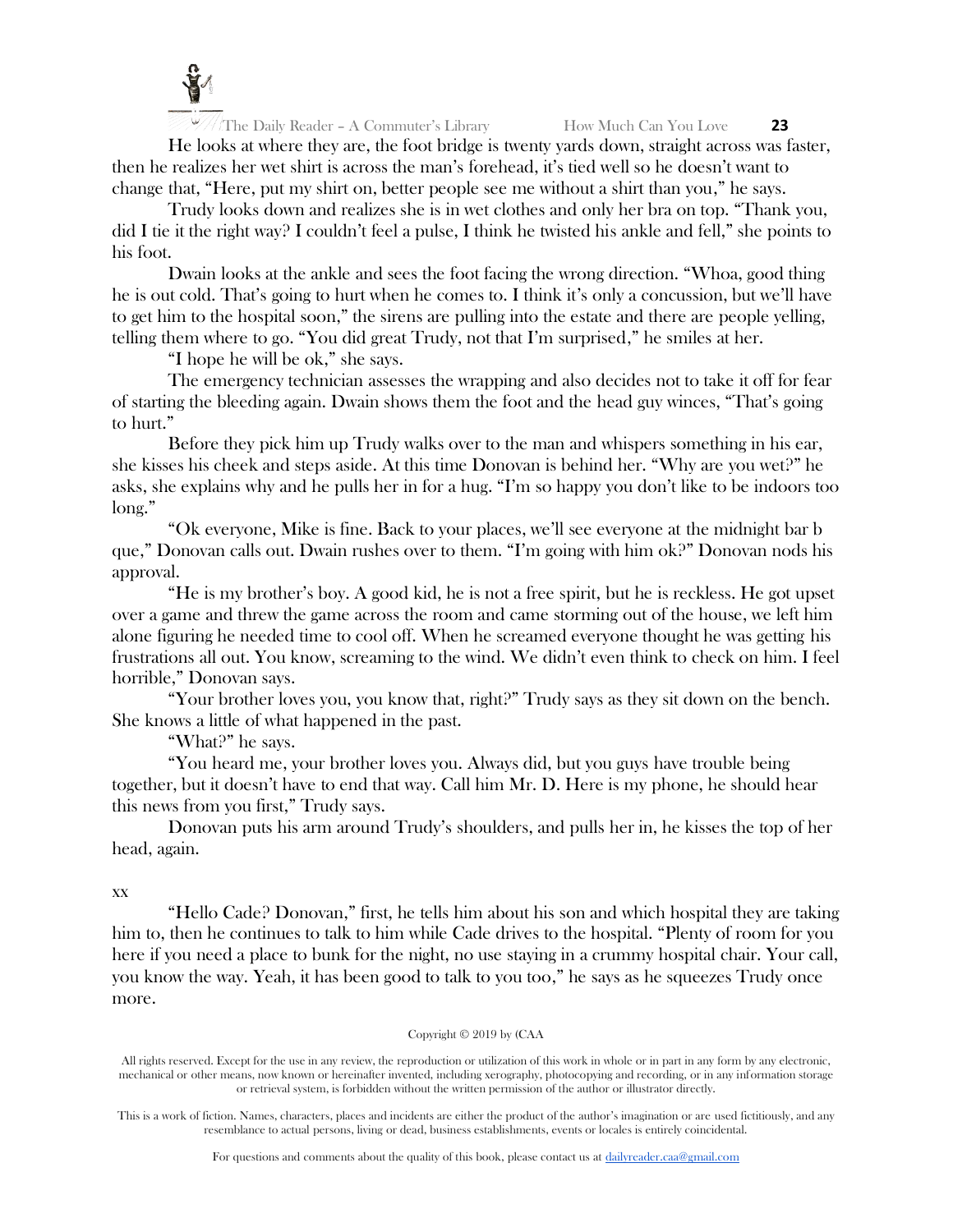He looks at where they are, the foot bridge is twenty yards down, straight across was faster, then he realizes her wet shirt is across the man's forehead, it's tied well so he doesn't want to change that, "Here, put my shirt on, better people see me without a shirt than you," he says.

Trudy looks down and realizes she is in wet clothes and only her bra on top. "Thank you, did I tie it the right way? I couldn't feel a pulse, I think he twisted his ankle and fell," she points to his foot.

Dwain looks at the ankle and sees the foot facing the wrong direction. "Whoa, good thing he is out cold. That's going to hurt when he comes to. I think it's only a concussion, but we'll have to get him to the hospital soon," the sirens are pulling into the estate and there are people yelling, telling them where to go. "You did great Trudy, not that I'm surprised," he smiles at her.

"I hope he will be ok," she says.

The emergency technician assesses the wrapping and also decides not to take it off for fear of starting the bleeding again. Dwain shows them the foot and the head guy winces, "That's going to hurt."

Before they pick him up Trudy walks over to the man and whispers something in his ear, she kisses his cheek and steps aside. At this time Donovan is behind her. "Why are you wet?" he asks, she explains why and he pulls her in for a hug. "I'm so happy you don't like to be indoors too long."

"Ok everyone, Mike is fine. Back to your places, we'll see everyone at the midnight bar b que," Donovan calls out. Dwain rushes over to them. "I'm going with him ok?" Donovan nods his approval.

"He is my brother's boy. A good kid, he is not a free spirit, but he is reckless. He got upset over a game and threw the game across the room and came storming out of the house, we left him alone figuring he needed time to cool off. When he screamed everyone thought he was getting his frustrations all out. You know, screaming to the wind. We didn't even think to check on him. I feel horrible," Donovan says.

"Your brother loves you, you know that, right?" Trudy says as they sit down on the bench. She knows a little of what happened in the past.

"What?" he says.

"You heard me, your brother loves you. Always did, but you guys have trouble being together, but it doesn't have to end that way. Call him Mr. D. Here is my phone, he should hear this news from you first," Trudy says.

Donovan puts his arm around Trudy's shoulders, and pulls her in, he kisses the top of her head, again.

xx

"Hello Cade? Donovan," first, he tells him about his son and which hospital they are taking him to, then he continues to talk to him while Cade drives to the hospital. "Plenty of room for you here if you need a place to bunk for the night, no use staying in a crummy hospital chair. Your call, you know the way. Yeah, it has been good to talk to you too," he says as he squeezes Trudy once more.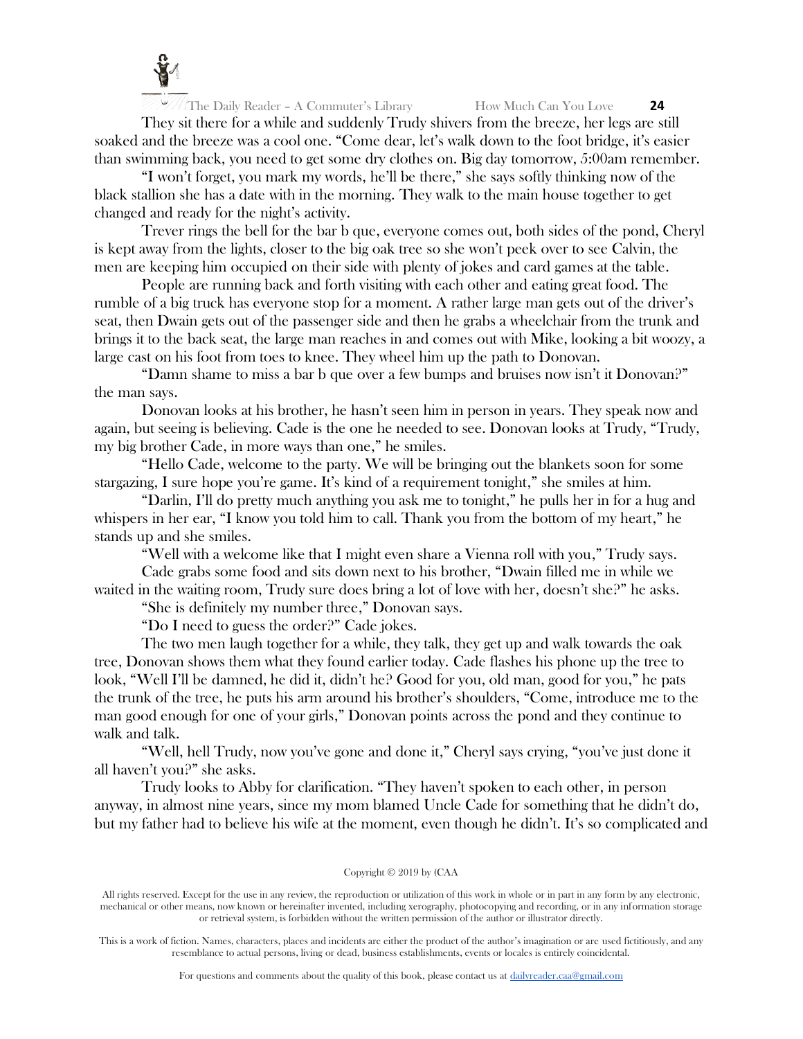They sit there for a while and suddenly Trudy shivers from the breeze, her legs are still soaked and the breeze was a cool one. "Come dear, let's walk down to the foot bridge, it's easier than swimming back, you need to get some dry clothes on. Big day tomorrow, 5:00am remember.

"I won't forget, you mark my words, he'll be there," she says softly thinking now of the black stallion she has a date with in the morning. They walk to the main house together to get changed and ready for the night's activity.

Trever rings the bell for the bar b que, everyone comes out, both sides of the pond, Cheryl is kept away from the lights, closer to the big oak tree so she won't peek over to see Calvin, the men are keeping him occupied on their side with plenty of jokes and card games at the table.

People are running back and forth visiting with each other and eating great food. The rumble of a big truck has everyone stop for a moment. A rather large man gets out of the driver's seat, then Dwain gets out of the passenger side and then he grabs a wheelchair from the trunk and brings it to the back seat, the large man reaches in and comes out with Mike, looking a bit woozy, a large cast on his foot from toes to knee. They wheel him up the path to Donovan.

"Damn shame to miss a bar b que over a few bumps and bruises now isn't it Donovan?" the man says.

Donovan looks at his brother, he hasn't seen him in person in years. They speak now and again, but seeing is believing. Cade is the one he needed to see. Donovan looks at Trudy, "Trudy, my big brother Cade, in more ways than one," he smiles.

"Hello Cade, welcome to the party. We will be bringing out the blankets soon for some stargazing, I sure hope you're game. It's kind of a requirement tonight," she smiles at him.

"Darlin, I'll do pretty much anything you ask me to tonight," he pulls her in for a hug and whispers in her ear, "I know you told him to call. Thank you from the bottom of my heart," he stands up and she smiles.

"Well with a welcome like that I might even share a Vienna roll with you," Trudy says.

Cade grabs some food and sits down next to his brother, "Dwain filled me in while we waited in the waiting room, Trudy sure does bring a lot of love with her, doesn't she?" he asks.

"She is definitely my number three," Donovan says.

"Do I need to guess the order?" Cade jokes.

The two men laugh together for a while, they talk, they get up and walk towards the oak tree, Donovan shows them what they found earlier today. Cade flashes his phone up the tree to look, "Well I'll be damned, he did it, didn't he? Good for you, old man, good for you," he pats the trunk of the tree, he puts his arm around his brother's shoulders, "Come, introduce me to the man good enough for one of your girls," Donovan points across the pond and they continue to walk and talk.

"Well, hell Trudy, now you've gone and done it," Cheryl says crying, "you've just done it all haven't you?" she asks.

Trudy looks to Abby for clarification. "They haven't spoken to each other, in person anyway, in almost nine years, since my mom blamed Uncle Cade for something that he didn't do, but my father had to believe his wife at the moment, even though he didn't. It's so complicated and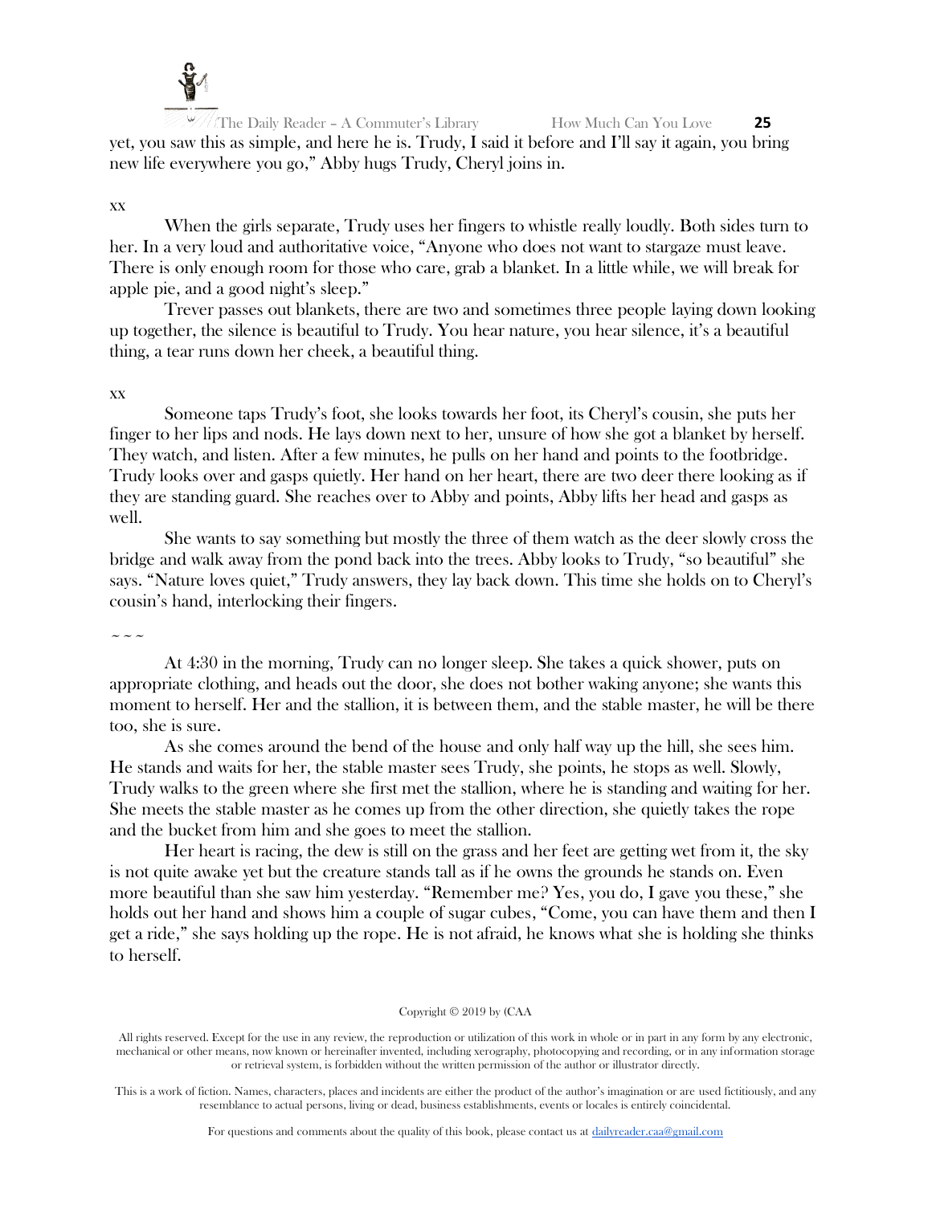yet, you saw this as simple, and here he is. Trudy, I said it before and I'll say it again, you bring new life everywhere you go," Abby hugs Trudy, Cheryl joins in.

xx

When the girls separate, Trudy uses her fingers to whistle really loudly. Both sides turn to her. In a very loud and authoritative voice, "Anyone who does not want to stargaze must leave. There is only enough room for those who care, grab a blanket. In a little while, we will break for apple pie, and a good night's sleep."

Trever passes out blankets, there are two and sometimes three people laying down looking up together, the silence is beautiful to Trudy. You hear nature, you hear silence, it's a beautiful thing, a tear runs down her cheek, a beautiful thing.

xx

Someone taps Trudy's foot, she looks towards her foot, its Cheryl's cousin, she puts her finger to her lips and nods. He lays down next to her, unsure of how she got a blanket by herself. They watch, and listen. After a few minutes, he pulls on her hand and points to the footbridge. Trudy looks over and gasps quietly. Her hand on her heart, there are two deer there looking as if they are standing guard. She reaches over to Abby and points, Abby lifts her head and gasps as well.

She wants to say something but mostly the three of them watch as the deer slowly cross the bridge and walk away from the pond back into the trees. Abby looks to Trudy, "so beautiful" she says. "Nature loves quiet," Trudy answers, they lay back down. This time she holds on to Cheryl's cousin's hand, interlocking their fingers.

~ ~ ~

At 4:30 in the morning, Trudy can no longer sleep. She takes a quick shower, puts on appropriate clothing, and heads out the door, she does not bother waking anyone; she wants this moment to herself. Her and the stallion, it is between them, and the stable master, he will be there too, she is sure.

As she comes around the bend of the house and only half way up the hill, she sees him. He stands and waits for her, the stable master sees Trudy, she points, he stops as well. Slowly, Trudy walks to the green where she first met the stallion, where he is standing and waiting for her. She meets the stable master as he comes up from the other direction, she quietly takes the rope and the bucket from him and she goes to meet the stallion.

Her heart is racing, the dew is still on the grass and her feet are getting wet from it, the sky is not quite awake yet but the creature stands tall as if he owns the grounds he stands on. Even more beautiful than she saw him yesterday. "Remember me? Yes, you do, I gave you these," she holds out her hand and shows him a couple of sugar cubes, "Come, you can have them and then I get a ride," she says holding up the rope. He is not afraid, he knows what she is holding she thinks to herself.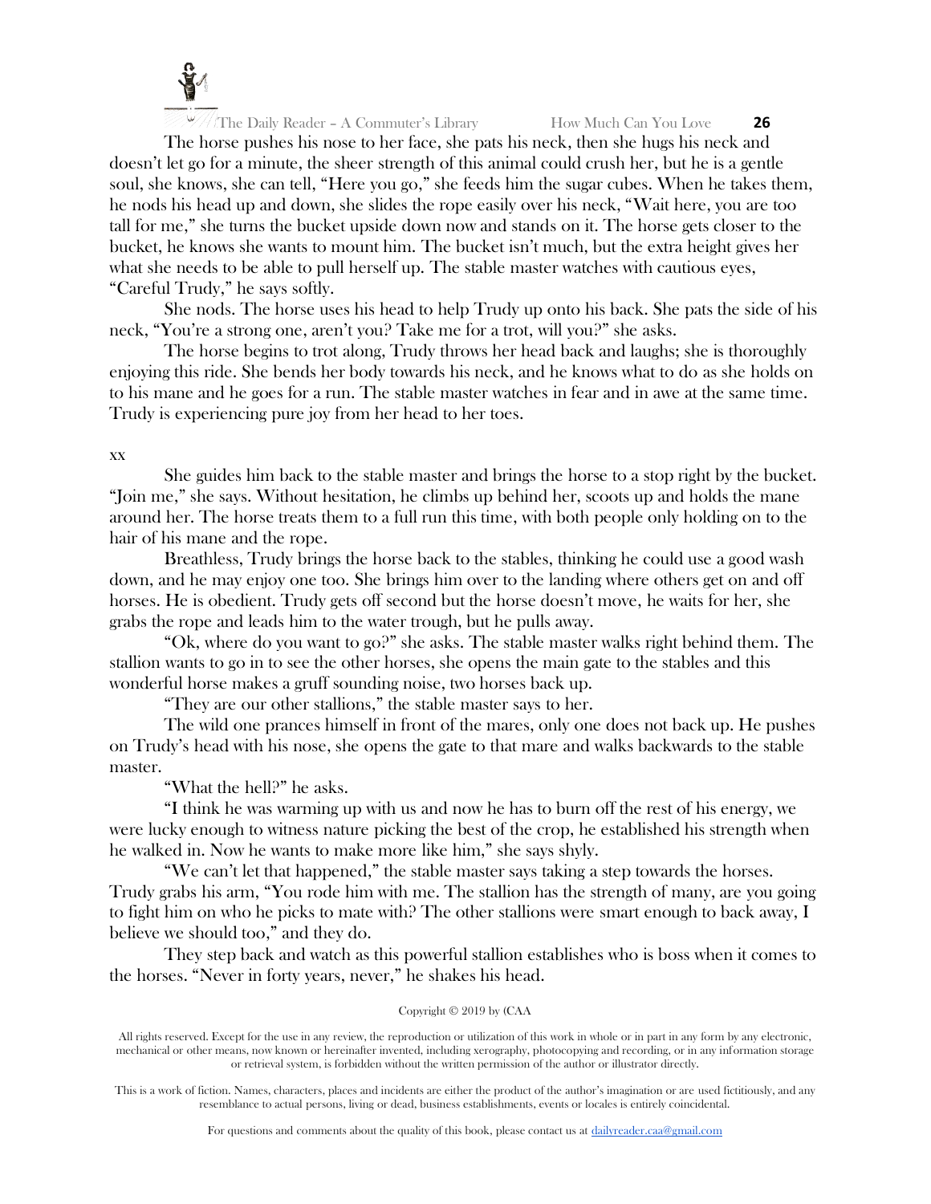The horse pushes his nose to her face, she pats his neck, then she hugs his neck and doesn't let go for a minute, the sheer strength of this animal could crush her, but he is a gentle soul, she knows, she can tell, "Here you go," she feeds him the sugar cubes. When he takes them, he nods his head up and down, she slides the rope easily over his neck, "Wait here, you are too tall for me," she turns the bucket upside down now and stands on it. The horse gets closer to the bucket, he knows she wants to mount him. The bucket isn't much, but the extra height gives her what she needs to be able to pull herself up. The stable master watches with cautious eyes, "Careful Trudy," he says softly.

She nods. The horse uses his head to help Trudy up onto his back. She pats the side of his neck, "You're a strong one, aren't you? Take me for a trot, will you?" she asks.

The horse begins to trot along, Trudy throws her head back and laughs; she is thoroughly enjoying this ride. She bends her body towards his neck, and he knows what to do as she holds on to his mane and he goes for a run. The stable master watches in fear and in awe at the same time. Trudy is experiencing pure joy from her head to her toes.

xx

She guides him back to the stable master and brings the horse to a stop right by the bucket. "Join me," she says. Without hesitation, he climbs up behind her, scoots up and holds the mane around her. The horse treats them to a full run this time, with both people only holding on to the hair of his mane and the rope.

Breathless, Trudy brings the horse back to the stables, thinking he could use a good wash down, and he may enjoy one too. She brings him over to the landing where others get on and off horses. He is obedient. Trudy gets off second but the horse doesn't move, he waits for her, she grabs the rope and leads him to the water trough, but he pulls away.

"Ok, where do you want to go?" she asks. The stable master walks right behind them. The stallion wants to go in to see the other horses, she opens the main gate to the stables and this wonderful horse makes a gruff sounding noise, two horses back up.

"They are our other stallions," the stable master says to her.

The wild one prances himself in front of the mares, only one does not back up. He pushes on Trudy's head with his nose, she opens the gate to that mare and walks backwards to the stable master.

"What the hell?" he asks.

"I think he was warming up with us and now he has to burn off the rest of his energy, we were lucky enough to witness nature picking the best of the crop, he established his strength when he walked in. Now he wants to make more like him," she says shyly.

"We can't let that happened," the stable master says taking a step towards the horses. Trudy grabs his arm, "You rode him with me. The stallion has the strength of many, are you going to fight him on who he picks to mate with? The other stallions were smart enough to back away, I believe we should too," and they do.

They step back and watch as this powerful stallion establishes who is boss when it comes to the horses. "Never in forty years, never," he shakes his head.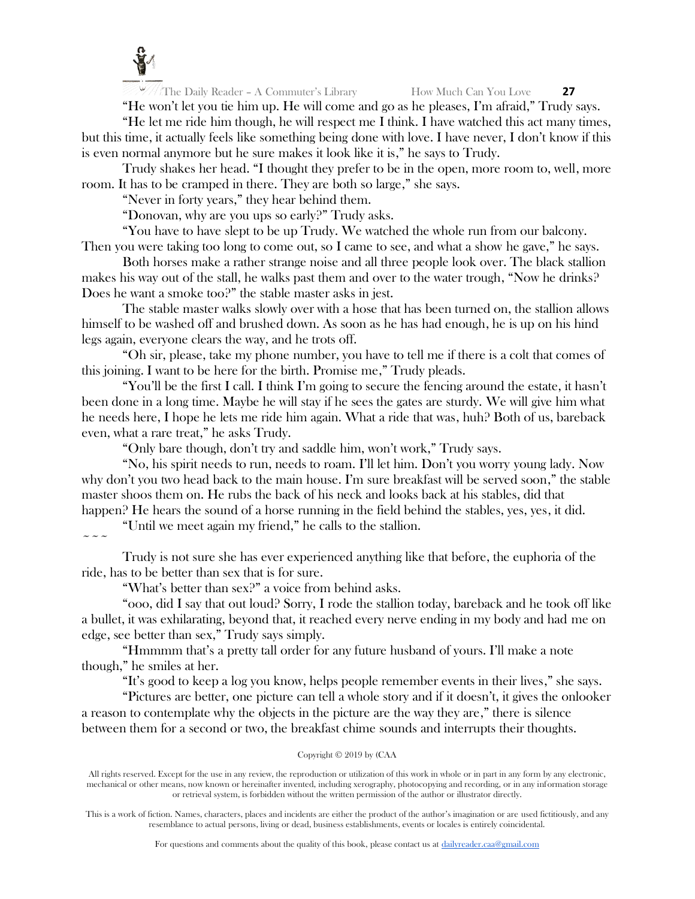"He won't let you tie him up. He will come and go as he pleases, I'm afraid," Trudy says.

"He let me ride him though, he will respect me I think. I have watched this act many times, but this time, it actually feels like something being done with love. I have never, I don't know if this is even normal anymore but he sure makes it look like it is," he says to Trudy.

Trudy shakes her head. "I thought they prefer to be in the open, more room to, well, more room. It has to be cramped in there. They are both so large," she says.

"Never in forty years," they hear behind them.

"Donovan, why are you ups so early?" Trudy asks.

"You have to have slept to be up Trudy. We watched the whole run from our balcony. Then you were taking too long to come out, so I came to see, and what a show he gave," he says.

Both horses make a rather strange noise and all three people look over. The black stallion makes his way out of the stall, he walks past them and over to the water trough, "Now he drinks? Does he want a smoke too?" the stable master asks in jest.

The stable master walks slowly over with a hose that has been turned on, the stallion allows himself to be washed off and brushed down. As soon as he has had enough, he is up on his hind legs again, everyone clears the way, and he trots off.

"Oh sir, please, take my phone number, you have to tell me if there is a colt that comes of this joining. I want to be here for the birth. Promise me," Trudy pleads.

"You'll be the first I call. I think I'm going to secure the fencing around the estate, it hasn't been done in a long time. Maybe he will stay if he sees the gates are sturdy. We will give him what he needs here, I hope he lets me ride him again. What a ride that was, huh? Both of us, bareback even, what a rare treat," he asks Trudy.

"Only bare though, don't try and saddle him, won't work," Trudy says.

"No, his spirit needs to run, needs to roam. I'll let him. Don't you worry young lady. Now why don't you two head back to the main house. I'm sure breakfast will be served soon," the stable master shoos them on. He rubs the back of his neck and looks back at his stables, did that happen? He hears the sound of a horse running in the field behind the stables, yes, yes, it did.

"Until we meet again my friend," he calls to the stallion.

~ ~ ~

Trudy is not sure she has ever experienced anything like that before, the euphoria of the ride, has to be better than sex that is for sure.

"What's better than sex?" a voice from behind asks.

"ooo, did I say that out loud? Sorry, I rode the stallion today, bareback and he took off like a bullet, it was exhilarating, beyond that, it reached every nerve ending in my body and had me on edge, see better than sex," Trudy says simply.

"Hmmmm that's a pretty tall order for any future husband of yours. I'll make a note though," he smiles at her.

"It's good to keep a log you know, helps people remember events in their lives," she says.

"Pictures are better, one picture can tell a whole story and if it doesn't, it gives the onlooker a reason to contemplate why the objects in the picture are the way they are," there is silence between them for a second or two, the breakfast chime sounds and interrupts their thoughts.

Copyright © 2019 by (CAA

All rights reserved. Except for the use in any review, the reproduction or utilization of this work in whole or in part in any form by any electronic, mechanical or other means, now known or hereinafter invented, including xerography, photocopying and recording, or in any information storage or retrieval system, is forbidden without the written permission of the author or illustrator directly.

This is a work of fiction. Names, characters, places and incidents are either the product of the author's imagination or are used fictitiously, and any resemblance to actual persons, living or dead, business establishments, events or locales is entirely coincidental.

For questions and comments about the quality of this book, please contact us at dailyreader.caa@gmail.com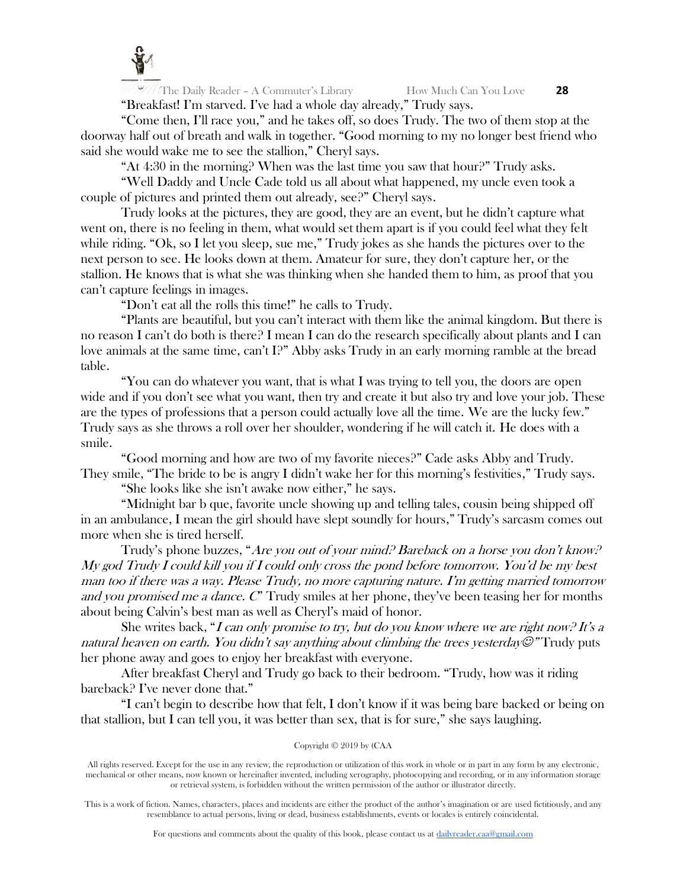"Breakfast! I'm starved. I've had a whole day already," Trudy says.

"Come then, I'll race you," and he takes off, so does Trudy. The two of them stop at the doorway half out of breath and walk in together. "Good morning to my no longer best friend who said she would wake me to see the stallion," Cheryl says.

"At 4:30 in the morning? When was the last time you saw that hour?" Trudy asks.

"Well Daddy and Uncle Cade told us all about what happened, my uncle even took a couple of pictures and printed them out already, see?" Cheryl says.

Trudy looks at the pictures, they are good, they are an event, but he didn't capture what went on, there is no feeling in them, what would set them apart is if you could feel what they felt while riding. "Ok, so I let you sleep, sue me," Trudy jokes as she hands the pictures over to the next person to see. He looks down at them. Amateur for sure, they don't capture her, or the stallion. He knows that is what she was thinking when she handed them to him, as proof that you can't capture feelings in images.

"Don't eat all the rolls this time!" he calls to Trudy.

"Plants are beautiful, but you can't interact with them like the animal kingdom. But there is no reason I can't do both is there? I mean I can do the research specifically about plants and I can love animals at the same time, can't I?" Abby asks Trudy in an early morning ramble at the bread table.

"You can do whatever you want, that is what I was trying to tell you, the doors are open wide and if you don't see what you want, then try and create it but also try and love your job. These are the types of professions that a person could actually love all the time. We are the lucky few." Trudy says as she throws a roll over her shoulder, wondering if he will catch it. He does with a smile.

"Good morning and how are two of my favorite nieces?" Cade asks Abby and Trudy. They smile, "The bride to be is angry I didn't wake her for this morning's festivities," Trudy says.

"She looks like she isn't awake now either," he says.

"Midnight bar b que, favorite uncle showing up and telling tales, cousin being shipped off in an ambulance, I mean the girl should have slept soundly for hours," Trudy's sarcasm comes out more when she is tired herself.

Trudy's phone buzzes, "*Are you out of your mind? Bareback on a horse you don't know? My god Trudy I could kill you if I could only cross the pond before tomorrow. You'd be my best man too if there was a way. Please Trudy, no more capturing nature. I'm getting married tomorrow and you promised me a dance. C*" Trudy smiles at her phone, they've been teasing her for months about being Calvin's best man as well as Cheryl's maid of honor.

She writes back, "*I can only promise to try, but do you know where we are right now? It's a natural heaven on earth. You didn't say anything about climbing the trees yesterday☺*" Trudy puts her phone away and goes to enjoy her breakfast with everyone.

After breakfast Cheryl and Trudy go back to their bedroom. "Trudy, how was it riding bareback? I've never done that."

"I can't begin to describe how that felt, I don't know if it was being bare backed or being on that stallion, but I can tell you, it was better than sex, that is for sure," she says laughing.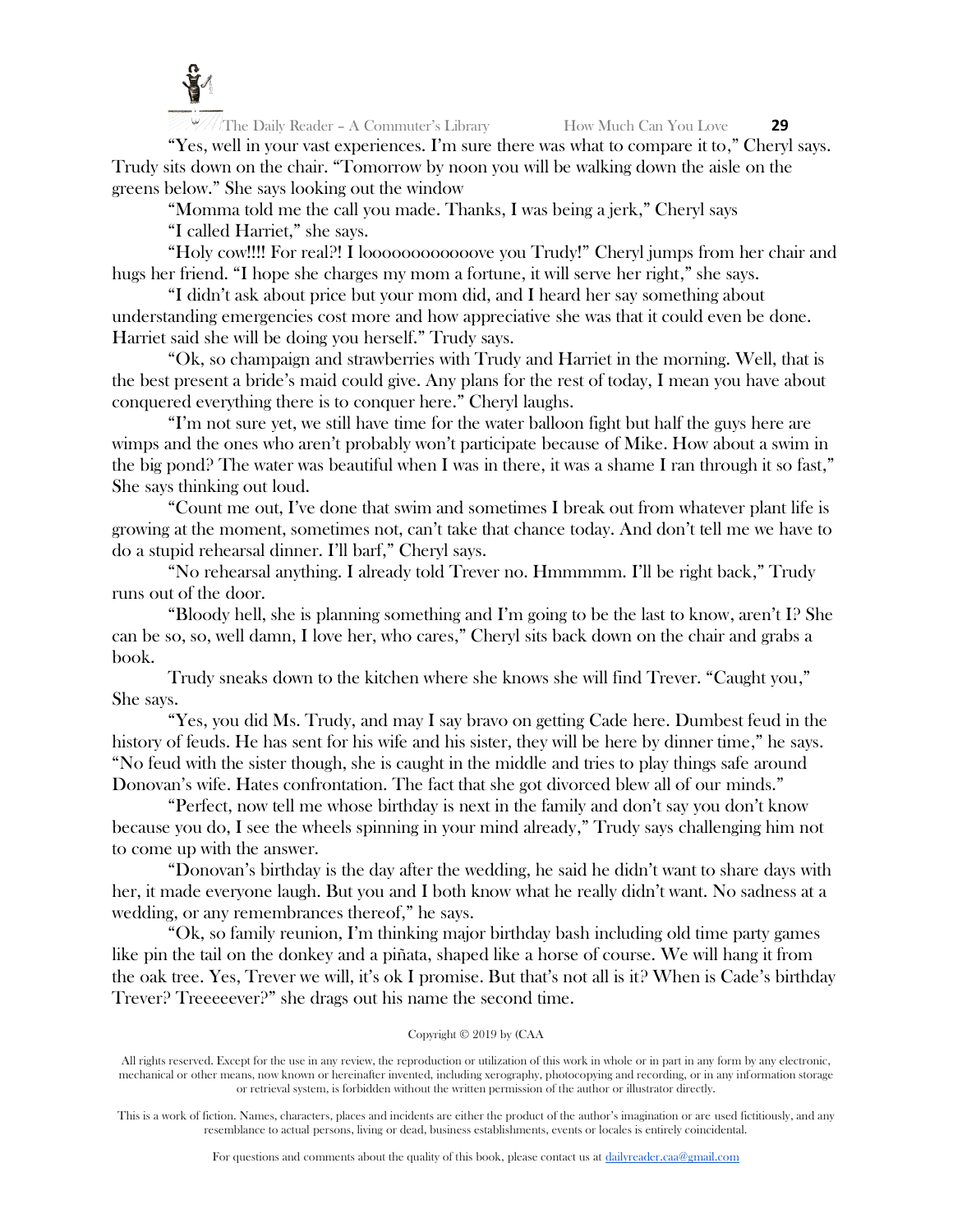"Yes, well in your vast experiences. I'm sure there was what to compare it to," Cheryl says. Trudy sits down on the chair. "Tomorrow by noon you will be walking down the aisle on the greens below." She says looking out the window

"Momma told me the call you made. Thanks, I was being a jerk," Cheryl says

"I called Harriet," she says.

"Holy cow!!!! For real?! I looooooooooooove you Trudy!" Cheryl jumps from her chair and hugs her friend. "I hope she charges my mom a fortune, it will serve her right," she says.

"I didn't ask about price but your mom did, and I heard her say something about understanding emergencies cost more and how appreciative she was that it could even be done. Harriet said she will be doing you herself." Trudy says.

"Ok, so champaign and strawberries with Trudy and Harriet in the morning. Well, that is the best present a bride's maid could give. Any plans for the rest of today, I mean you have about conquered everything there is to conquer here." Cheryl laughs.

"I'm not sure yet, we still have time for the water balloon fight but half the guys here are wimps and the ones who aren't probably won't participate because of Mike. How about a swim in the big pond? The water was beautiful when I was in there, it was a shame I ran through it so fast," She says thinking out loud.

"Count me out, I've done that swim and sometimes I break out from whatever plant life is growing at the moment, sometimes not, can't take that chance today. And don't tell me we have to do a stupid rehearsal dinner. I'll barf," Cheryl says.

"No rehearsal anything. I already told Trever no. Hmmmmm. I'll be right back," Trudy runs out of the door.

"Bloody hell, she is planning something and I'm going to be the last to know, aren't I? She can be so, so, well damn, I love her, who cares," Cheryl sits back down on the chair and grabs a book.

Trudy sneaks down to the kitchen where she knows she will find Trever. "Caught you," She says.

"Yes, you did Ms. Trudy, and may I say bravo on getting Cade here. Dumbest feud in the history of feuds. He has sent for his wife and his sister, they will be here by dinner time," he says. "No feud with the sister though, she is caught in the middle and tries to play things safe around Donovan's wife. Hates confrontation. The fact that she got divorced blew all of our minds."

"Perfect, now tell me whose birthday is next in the family and don't say you don't know because you do, I see the wheels spinning in your mind already," Trudy says challenging him not to come up with the answer.

"Donovan's birthday is the day after the wedding, he said he didn't want to share days with her, it made everyone laugh. But you and I both know what he really didn't want. No sadness at a wedding, or any remembrances thereof," he says.

"Ok, so family reunion, I'm thinking major birthday bash including old time party games like pin the tail on the donkey and a piñata, shaped like a horse of course. We will hang it from the oak tree. Yes, Trever we will, it's ok I promise. But that's not all is it? When is Cade's birthday Trever? Treeeeever?" she drags out his name the second time.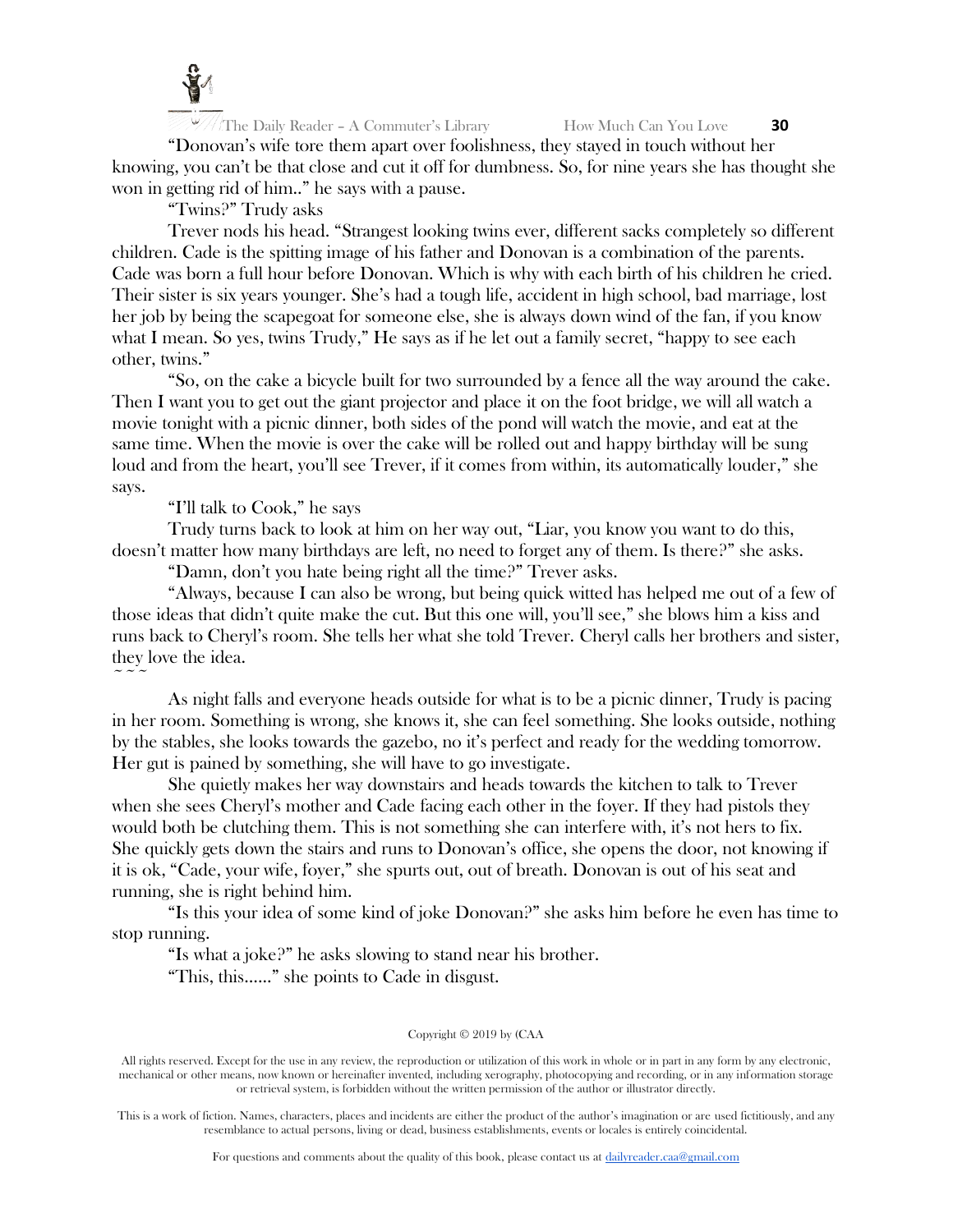"Donovan's wife tore them apart over foolishness, they stayed in touch without her knowing, you can't be that close and cut it off for dumbness. So, for nine years she has thought she won in getting rid of him.." he says with a pause.

"Twins?" Trudy asks

Trever nods his head. "Strangest looking twins ever, different sacks completely so different children. Cade is the spitting image of his father and Donovan is a combination of the parents. Cade was born a full hour before Donovan. Which is why with each birth of his children he cried. Their sister is six years younger. She's had a tough life, accident in high school, bad marriage, lost her job by being the scapegoat for someone else, she is always down wind of the fan, if you know what I mean. So yes, twins Trudy," He says as if he let out a family secret, "happy to see each other, twins."

"So, on the cake a bicycle built for two surrounded by a fence all the way around the cake. Then I want you to get out the giant projector and place it on the foot bridge, we will all watch a movie tonight with a picnic dinner, both sides of the pond will watch the movie, and eat at the same time. When the movie is over the cake will be rolled out and happy birthday will be sung loud and from the heart, you'll see Trever, if it comes from within, its automatically louder," she says.

"I'll talk to Cook," he says

Trudy turns back to look at him on her way out, "Liar, you know you want to do this, doesn't matter how many birthdays are left, no need to forget any of them. Is there?" she asks.

"Damn, don't you hate being right all the time?" Trever asks.

"Always, because I can also be wrong, but being quick witted has helped me out of a few of those ideas that didn't quite make the cut. But this one will, you'll see," she blows him a kiss and runs back to Cheryl's room. She tells her what she told Trever. Cheryl calls her brothers and sister, they love the idea.

~ ~ ~

As night falls and everyone heads outside for what is to be a picnic dinner, Trudy is pacing in her room. Something is wrong, she knows it, she can feel something. She looks outside, nothing by the stables, she looks towards the gazebo, no it's perfect and ready for the wedding tomorrow. Her gut is pained by something, she will have to go investigate.

She quietly makes her way downstairs and heads towards the kitchen to talk to Trever when she sees Cheryl's mother and Cade facing each other in the foyer. If they had pistols they would both be clutching them. This is not something she can interfere with, it's not hers to fix. She quickly gets down the stairs and runs to Donovan's office, she opens the door, not knowing if it is ok, "Cade, your wife, foyer," she spurts out, out of breath. Donovan is out of his seat and running, she is right behind him.

"Is this your idea of some kind of joke Donovan?" she asks him before he even has time to stop running.

"Is what a joke?" he asks slowing to stand near his brother.

"This, this……" she points to Cade in disgust.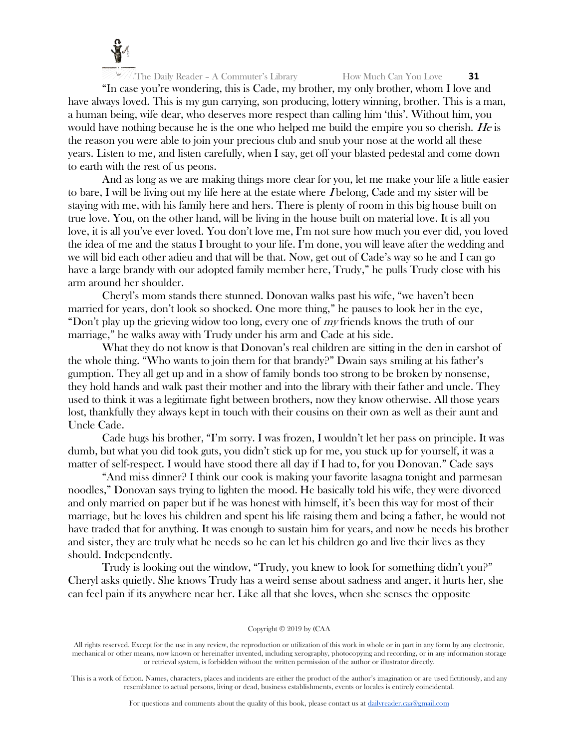"In case you're wondering, this is Cade, my brother, my only brother, whom I love and have always loved. This is my gun carrying, son producing, lottery winning, brother. This is a man, a human being, wife dear, who deserves more respect than calling him 'this'. Without him, you would have nothing because he is the one who helped me build the empire you so cherish. *He* is the reason you were able to join your precious club and snub your nose at the world all these years. Listen to me, and listen carefully, when I say, get off your blasted pedestal and come down to earth with the rest of us peons.

And as long as we are making things more clear for you, let me make your life a little easier to bare, I will be living out my life here at the estate where *I* belong, Cade and my sister will be staying with me, with his family here and hers. There is plenty of room in this big house built on true love. You, on the other hand, will be living in the house built on material love. It is all you love, it is all you've ever loved. You don't love me, I'm not sure how much you ever did, you loved the idea of me and the status I brought to your life. I'm done, you will leave after the wedding and we will bid each other adieu and that will be that. Now, get out of Cade's way so he and I can go have a large brandy with our adopted family member here, Trudy," he pulls Trudy close with his arm around her shoulder.

Cheryl's mom stands there stunned. Donovan walks past his wife, "we haven't been married for years, don't look so shocked. One more thing," he pauses to look her in the eye, "Don't play up the grieving widow too long, every one of *my* friends knows the truth of our marriage," he walks away with Trudy under his arm and Cade at his side.

What they do not know is that Donovan's real children are sitting in the den in earshot of the whole thing. "Who wants to join them for that brandy?" Dwain says smiling at his father's gumption. They all get up and in a show of family bonds too strong to be broken by nonsense, they hold hands and walk past their mother and into the library with their father and uncle. They used to think it was a legitimate fight between brothers, now they know otherwise. All those years lost, thankfully they always kept in touch with their cousins on their own as well as their aunt and Uncle Cade.

Cade hugs his brother, "I'm sorry. I was frozen, I wouldn't let her pass on principle. It was dumb, but what you did took guts, you didn't stick up for me, you stuck up for yourself, it was a matter of self-respect. I would have stood there all day if I had to, for you Donovan." Cade says

"And miss dinner? I think our cook is making your favorite lasagna tonight and parmesan noodles," Donovan says trying to lighten the mood. He basically told his wife, they were divorced and only married on paper but if he was honest with himself, it's been this way for most of their marriage, but he loves his children and spent his life raising them and being a father, he would not have traded that for anything. It was enough to sustain him for years, and now he needs his brother and sister, they are truly what he needs so he can let his children go and live their lives as they should. Independently.

Trudy is looking out the window, "Trudy, you knew to look for something didn't you?" Cheryl asks quietly. She knows Trudy has a weird sense about sadness and anger, it hurts her, she can feel pain if its anywhere near her. Like all that she loves, when she senses the opposite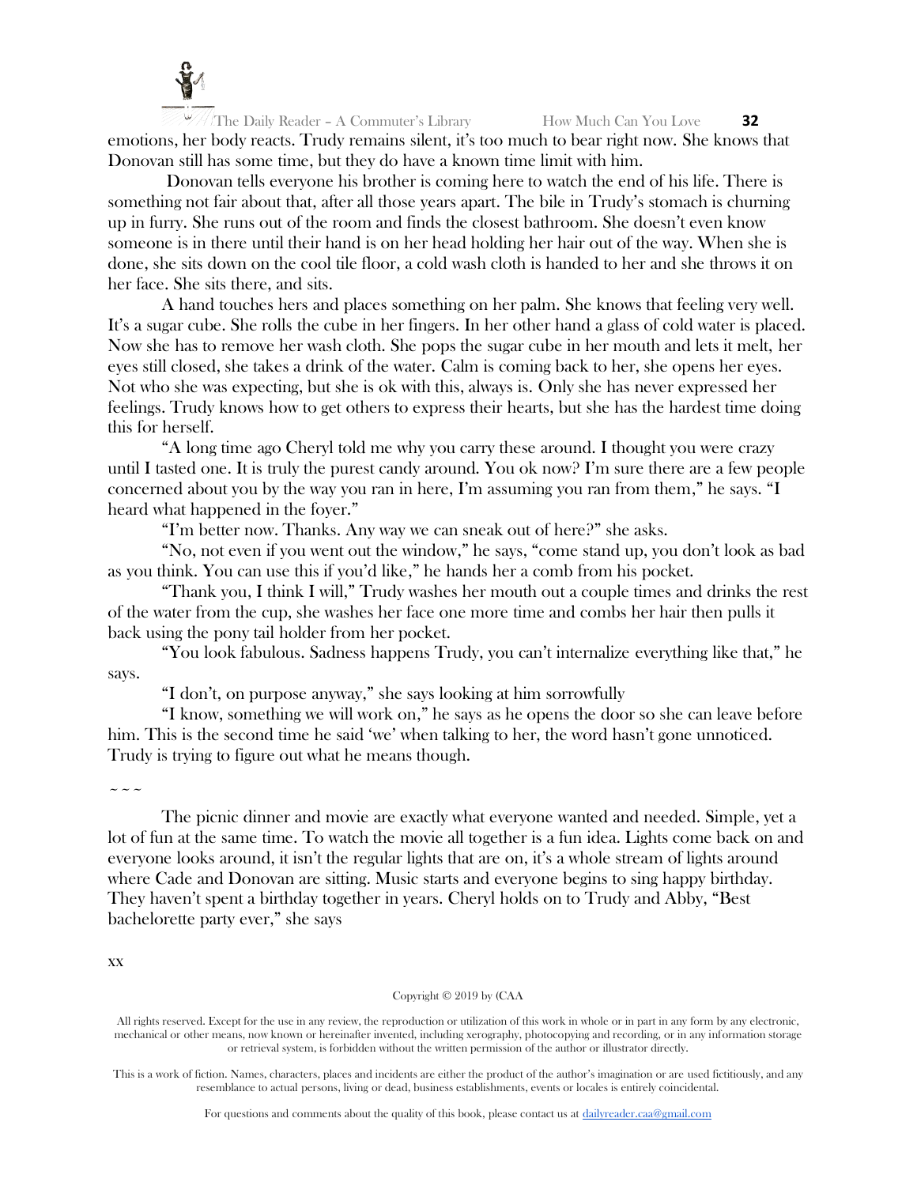emotions, her body reacts. Trudy remains silent, it's too much to bear right now. She knows that Donovan still has some time, but they do have a known time limit with him.

Donovan tells everyone his brother is coming here to watch the end of his life. There is something not fair about that, after all those years apart. The bile in Trudy's stomach is churning up in furry. She runs out of the room and finds the closest bathroom. She doesn't even know someone is in there until their hand is on her head holding her hair out of the way. When she is done, she sits down on the cool tile floor, a cold wash cloth is handed to her and she throws it on her face. She sits there, and sits.

A hand touches hers and places something on her palm. She knows that feeling very well. It's a sugar cube. She rolls the cube in her fingers. In her other hand a glass of cold water is placed. Now she has to remove her wash cloth. She pops the sugar cube in her mouth and lets it melt, her eyes still closed, she takes a drink of the water. Calm is coming back to her, she opens her eyes. Not who she was expecting, but she is ok with this, always is. Only she has never expressed her feelings. Trudy knows how to get others to express their hearts, but she has the hardest time doing this for herself.

"A long time ago Cheryl told me why you carry these around. I thought you were crazy until I tasted one. It is truly the purest candy around. You ok now? I'm sure there are a few people concerned about you by the way you ran in here, I'm assuming you ran from them," he says. "I heard what happened in the foyer."

"I'm better now. Thanks. Any way we can sneak out of here?" she asks.

"No, not even if you went out the window," he says, "come stand up, you don't look as bad as you think. You can use this if you'd like," he hands her a comb from his pocket.

"Thank you, I think I will," Trudy washes her mouth out a couple times and drinks the rest of the water from the cup, she washes her face one more time and combs her hair then pulls it back using the pony tail holder from her pocket.

"You look fabulous. Sadness happens Trudy, you can't internalize everything like that," he says.

"I don't, on purpose anyway," she says looking at him sorrowfully

"I know, something we will work on," he says as he opens the door so she can leave before him. This is the second time he said 'we' when talking to her, the word hasn't gone unnoticed. Trudy is trying to figure out what he means though.

~ ~ ~

The picnic dinner and movie are exactly what everyone wanted and needed. Simple, yet a lot of fun at the same time. To watch the movie all together is a fun idea. Lights come back on and everyone looks around, it isn't the regular lights that are on, it's a whole stream of lights around where Cade and Donovan are sitting. Music starts and everyone begins to sing happy birthday. They haven't spent a birthday together in years. Cheryl holds on to Trudy and Abby, "Best bachelorette party ever," she says

xx

Copyright © 2019 by (CAA

All rights reserved. Except for the use in any review, the reproduction or utilization of this work in whole or in part in any form by any electronic, mechanical or other means, now known or hereinafter invented, including xerography, photocopying and recording, or in any information storage or retrieval system, is forbidden without the written permission of the author or illustrator directly.

This is a work of fiction. Names, characters, places and incidents are either the product of the author's imagination or are used fictitiously, and any resemblance to actual persons, living or dead, business establishments, events or locales is entirely coincidental.

For questions and comments about the quality of this book, please contact us at dailyreader.caa@gmail.com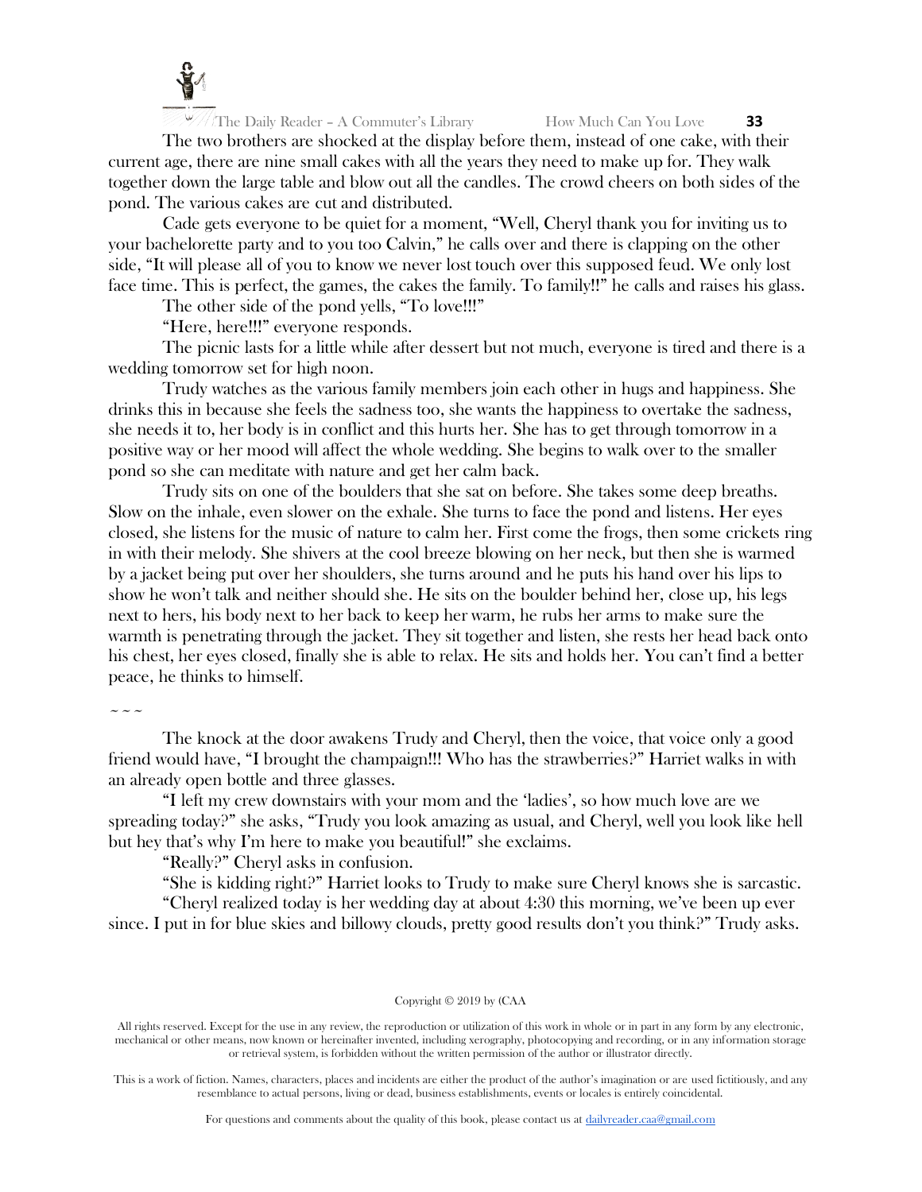The two brothers are shocked at the display before them, instead of one cake, with their current age, there are nine small cakes with all the years they need to make up for. They walk together down the large table and blow out all the candles. The crowd cheers on both sides of the pond. The various cakes are cut and distributed.

Cade gets everyone to be quiet for a moment, "Well, Cheryl thank you for inviting us to your bachelorette party and to you too Calvin," he calls over and there is clapping on the other side, "It will please all of you to know we never lost touch over this supposed feud. We only lost face time. This is perfect, the games, the cakes the family. To family!!" he calls and raises his glass.

The other side of the pond yells, "To love!!!"

"Here, here!!!" everyone responds.

The picnic lasts for a little while after dessert but not much, everyone is tired and there is a wedding tomorrow set for high noon.

Trudy watches as the various family members join each other in hugs and happiness. She drinks this in because she feels the sadness too, she wants the happiness to overtake the sadness, she needs it to, her body is in conflict and this hurts her. She has to get through tomorrow in a positive way or her mood will affect the whole wedding. She begins to walk over to the smaller pond so she can meditate with nature and get her calm back.

Trudy sits on one of the boulders that she sat on before. She takes some deep breaths. Slow on the inhale, even slower on the exhale. She turns to face the pond and listens. Her eyes closed, she listens for the music of nature to calm her. First come the frogs, then some crickets ring in with their melody. She shivers at the cool breeze blowing on her neck, but then she is warmed by a jacket being put over her shoulders, she turns around and he puts his hand over his lips to show he won't talk and neither should she. He sits on the boulder behind her, close up, his legs next to hers, his body next to her back to keep her warm, he rubs her arms to make sure the warmth is penetrating through the jacket. They sit together and listen, she rests her head back onto his chest, her eyes closed, finally she is able to relax. He sits and holds her. You can't find a better peace, he thinks to himself.

~ ~ ~

The knock at the door awakens Trudy and Cheryl, then the voice, that voice only a good friend would have, "I brought the champaign!!! Who has the strawberries?" Harriet walks in with an already open bottle and three glasses.

"I left my crew downstairs with your mom and the 'ladies', so how much love are we spreading today?" she asks, "Trudy you look amazing as usual, and Cheryl, well you look like hell but hey that's why I'm here to make you beautiful!" she exclaims.

"Really?" Cheryl asks in confusion.

"She is kidding right?" Harriet looks to Trudy to make sure Cheryl knows she is sarcastic.

"Cheryl realized today is her wedding day at about 4:30 this morning, we've been up ever since. I put in for blue skies and billowy clouds, pretty good results don't you think?" Trudy asks.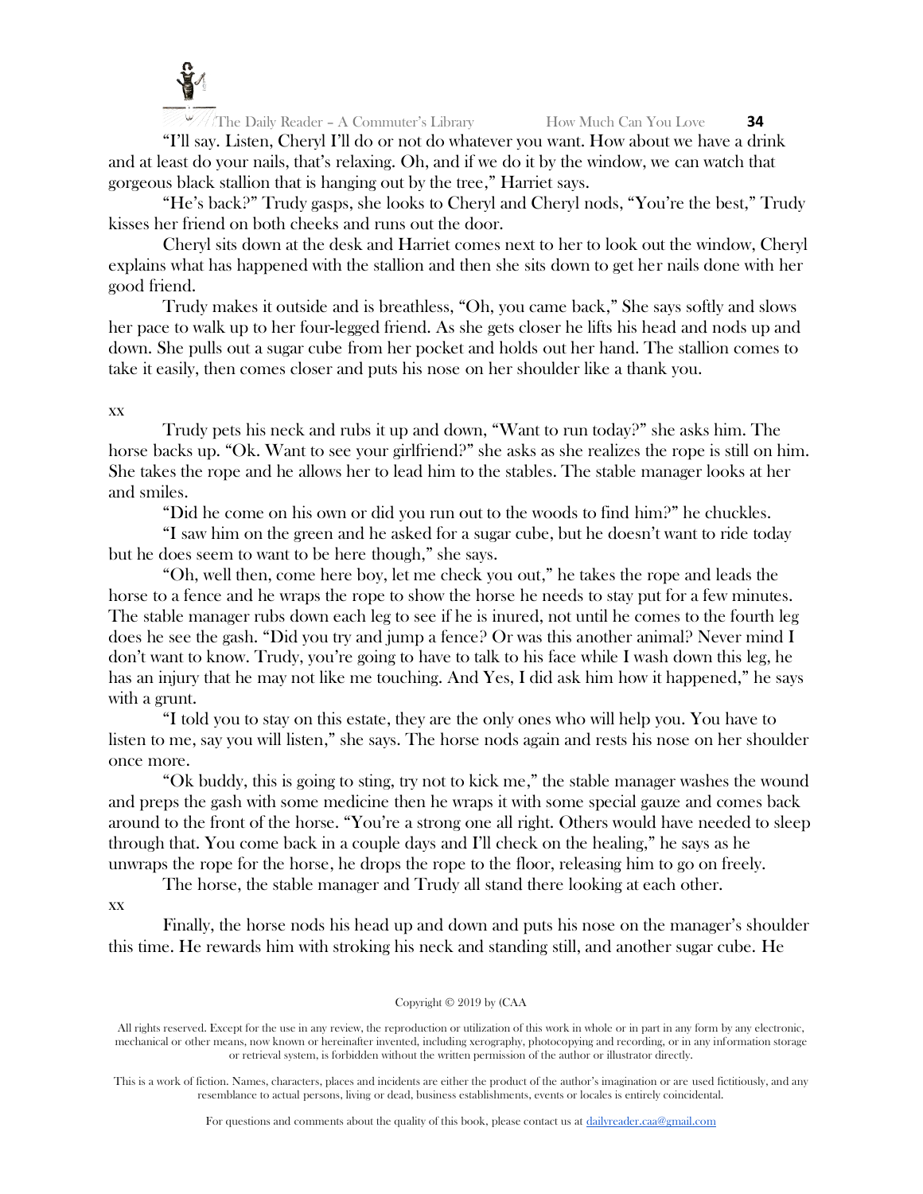"I'll say. Listen, Cheryl I'll do or not do whatever you want. How about we have a drink and at least do your nails, that's relaxing. Oh, and if we do it by the window, we can watch that gorgeous black stallion that is hanging out by the tree," Harriet says.

"He's back?" Trudy gasps, she looks to Cheryl and Cheryl nods, "You're the best," Trudy kisses her friend on both cheeks and runs out the door.

Cheryl sits down at the desk and Harriet comes next to her to look out the window, Cheryl explains what has happened with the stallion and then she sits down to get her nails done with her good friend.

Trudy makes it outside and is breathless, "Oh, you came back," She says softly and slows her pace to walk up to her four-legged friend. As she gets closer he lifts his head and nods up and down. She pulls out a sugar cube from her pocket and holds out her hand. The stallion comes to take it easily, then comes closer and puts his nose on her shoulder like a thank you.

xx

Trudy pets his neck and rubs it up and down, "Want to run today?" she asks him. The horse backs up. "Ok. Want to see your girlfriend?" she asks as she realizes the rope is still on him. She takes the rope and he allows her to lead him to the stables. The stable manager looks at her and smiles.

"Did he come on his own or did you run out to the woods to find him?" he chuckles.

"I saw him on the green and he asked for a sugar cube, but he doesn't want to ride today but he does seem to want to be here though," she says.

"Oh, well then, come here boy, let me check you out," he takes the rope and leads the horse to a fence and he wraps the rope to show the horse he needs to stay put for a few minutes. The stable manager rubs down each leg to see if he is inured, not until he comes to the fourth leg does he see the gash. "Did you try and jump a fence? Or was this another animal? Never mind I don't want to know. Trudy, you're going to have to talk to his face while I wash down this leg, he has an injury that he may not like me touching. And Yes, I did ask him how it happened," he says with a grunt.

"I told you to stay on this estate, they are the only ones who will help you. You have to listen to me, say you will listen," she says. The horse nods again and rests his nose on her shoulder once more.

"Ok buddy, this is going to sting, try not to kick me," the stable manager washes the wound and preps the gash with some medicine then he wraps it with some special gauze and comes back around to the front of the horse. "You're a strong one all right. Others would have needed to sleep through that. You come back in a couple days and I'll check on the healing," he says as he unwraps the rope for the horse, he drops the rope to the floor, releasing him to go on freely.

The horse, the stable manager and Trudy all stand there looking at each other.

xx

Finally, the horse nods his head up and down and puts his nose on the manager's shoulder this time. He rewards him with stroking his neck and standing still, and another sugar cube. He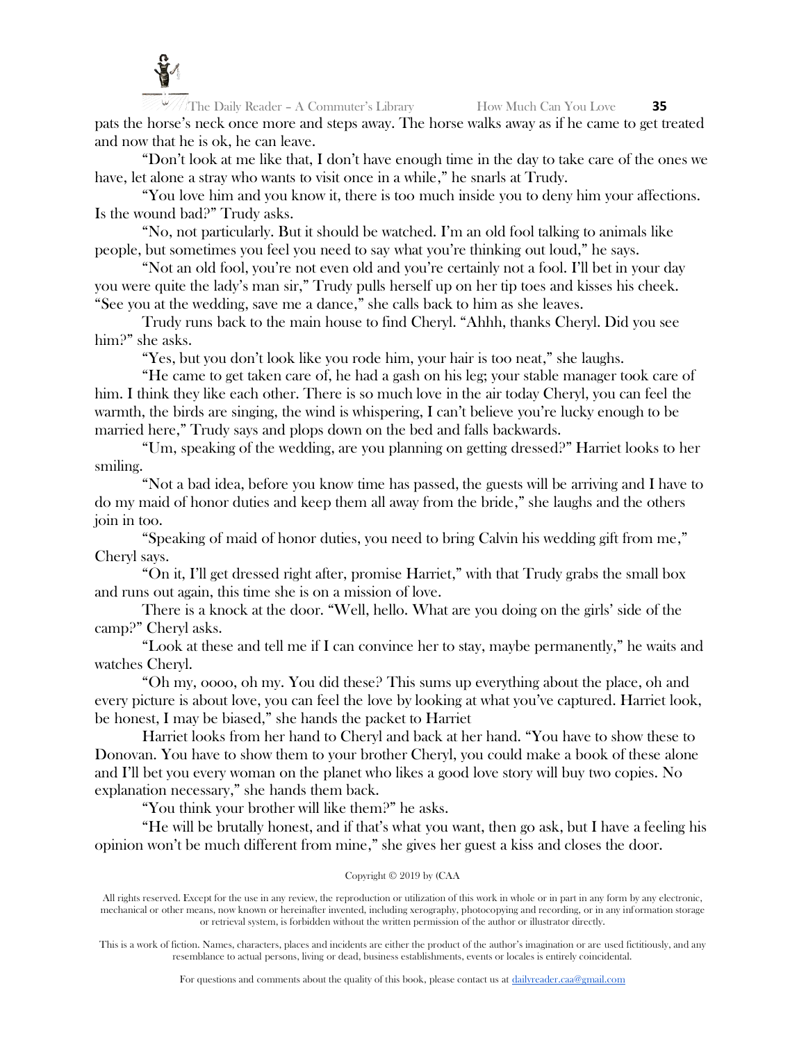pats the horse's neck once more and steps away. The horse walks away as if he came to get treated and now that he is ok, he can leave.

"Don't look at me like that, I don't have enough time in the day to take care of the ones we have, let alone a stray who wants to visit once in a while," he snarls at Trudy.

"You love him and you know it, there is too much inside you to deny him your affections. Is the wound bad?" Trudy asks.

"No, not particularly. But it should be watched. I'm an old fool talking to animals like people, but sometimes you feel you need to say what you're thinking out loud," he says.

"Not an old fool, you're not even old and you're certainly not a fool. I'll bet in your day you were quite the lady's man sir," Trudy pulls herself up on her tip toes and kisses his cheek. "See you at the wedding, save me a dance," she calls back to him as she leaves.

Trudy runs back to the main house to find Cheryl. "Ahhh, thanks Cheryl. Did you see him?" she asks.

"Yes, but you don't look like you rode him, your hair is too neat," she laughs.

"He came to get taken care of, he had a gash on his leg; your stable manager took care of him. I think they like each other. There is so much love in the air today Cheryl, you can feel the warmth, the birds are singing, the wind is whispering, I can't believe you're lucky enough to be married here," Trudy says and plops down on the bed and falls backwards.

"Um, speaking of the wedding, are you planning on getting dressed?" Harriet looks to her smiling.

"Not a bad idea, before you know time has passed, the guests will be arriving and I have to do my maid of honor duties and keep them all away from the bride," she laughs and the others join in too.

"Speaking of maid of honor duties, you need to bring Calvin his wedding gift from me," Cheryl says.

"On it, I'll get dressed right after, promise Harriet," with that Trudy grabs the small box and runs out again, this time she is on a mission of love.

There is a knock at the door. "Well, hello. What are you doing on the girls' side of the camp?" Cheryl asks.

"Look at these and tell me if I can convince her to stay, maybe permanently," he waits and watches Cheryl.

"Oh my, oooo, oh my. You did these? This sums up everything about the place, oh and every picture is about love, you can feel the love by looking at what you've captured. Harriet look, be honest, I may be biased," she hands the packet to Harriet

Harriet looks from her hand to Cheryl and back at her hand. "You have to show these to Donovan. You have to show them to your brother Cheryl, you could make a book of these alone and I'll bet you every woman on the planet who likes a good love story will buy two copies. No explanation necessary," she hands them back.

"You think your brother will like them?" he asks.

"He will be brutally honest, and if that's what you want, then go ask, but I have a feeling his opinion won't be much different from mine," she gives her guest a kiss and closes the door.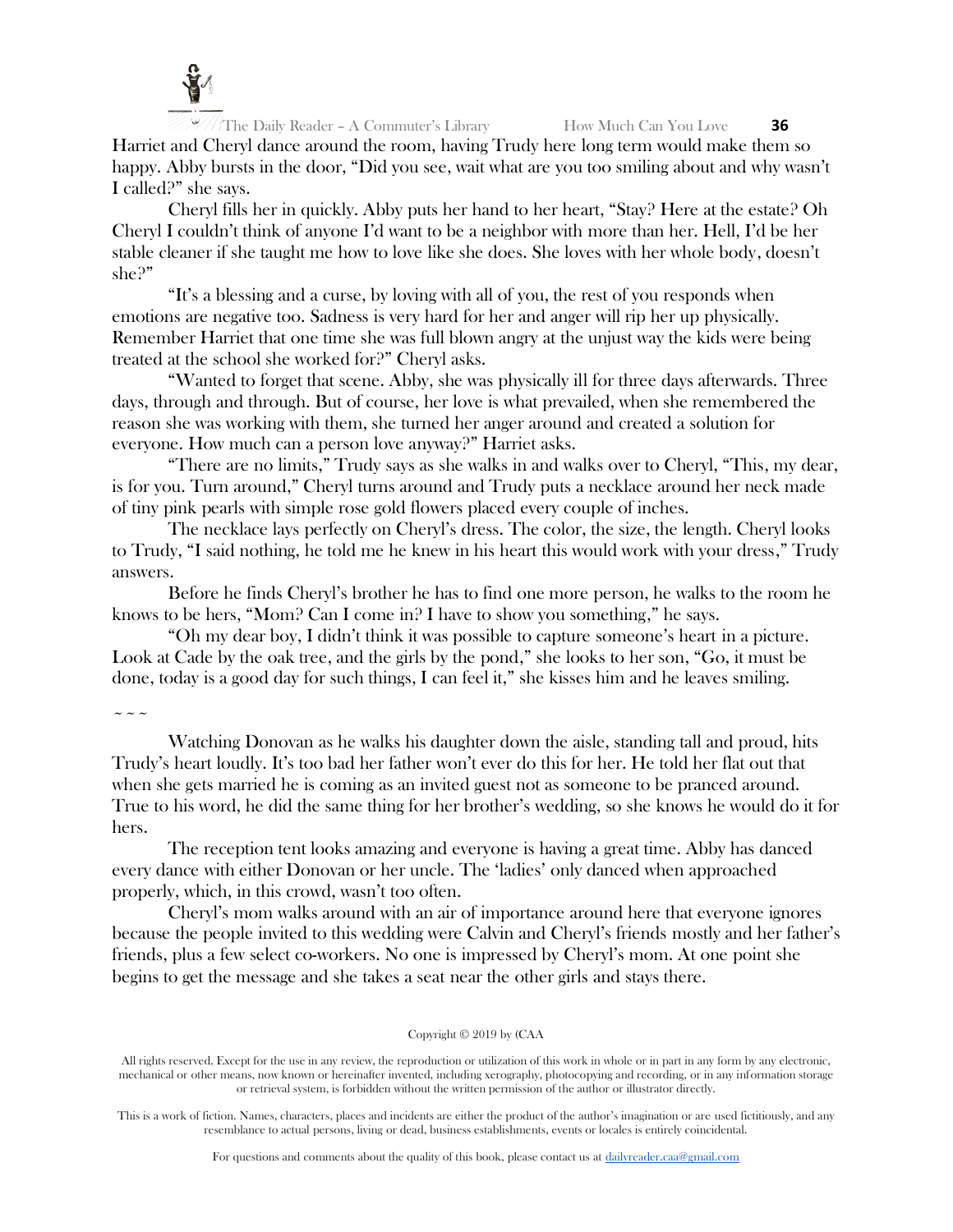Harriet and Cheryl dance around the room, having Trudy here long term would make them so happy. Abby bursts in the door, "Did you see, wait what are you too smiling about and why wasn't I called?" she says.

Cheryl fills her in quickly. Abby puts her hand to her heart, "Stay? Here at the estate? Oh Cheryl I couldn't think of anyone I'd want to be a neighbor with more than her. Hell, I'd be her stable cleaner if she taught me how to love like she does. She loves with her whole body, doesn't she?"

"It's a blessing and a curse, by loving with all of you, the rest of you responds when emotions are negative too. Sadness is very hard for her and anger will rip her up physically. Remember Harriet that one time she was full blown angry at the unjust way the kids were being treated at the school she worked for?" Cheryl asks.

"Wanted to forget that scene. Abby, she was physically ill for three days afterwards. Three days, through and through. But of course, her love is what prevailed, when she remembered the reason she was working with them, she turned her anger around and created a solution for everyone. How much can a person love anyway?" Harriet asks.

"There are no limits," Trudy says as she walks in and walks over to Cheryl, "This, my dear, is for you. Turn around," Cheryl turns around and Trudy puts a necklace around her neck made of tiny pink pearls with simple rose gold flowers placed every couple of inches.

The necklace lays perfectly on Cheryl's dress. The color, the size, the length. Cheryl looks to Trudy, "I said nothing, he told me he knew in his heart this would work with your dress," Trudy answers.

Before he finds Cheryl's brother he has to find one more person, he walks to the room he knows to be hers, "Mom? Can I come in? I have to show you something," he says.

"Oh my dear boy, I didn't think it was possible to capture someone's heart in a picture. Look at Cade by the oak tree, and the girls by the pond," she looks to her son, "Go, it must be done, today is a good day for such things, I can feel it," she kisses him and he leaves smiling.

~ ~ ~

Watching Donovan as he walks his daughter down the aisle, standing tall and proud, hits Trudy's heart loudly. It's too bad her father won't ever do this for her. He told her flat out that when she gets married he is coming as an invited guest not as someone to be pranced around. True to his word, he did the same thing for her brother's wedding, so she knows he would do it for hers.

The reception tent looks amazing and everyone is having a great time. Abby has danced every dance with either Donovan or her uncle. The 'ladies' only danced when approached properly, which, in this crowd, wasn't too often.

Cheryl's mom walks around with an air of importance around here that everyone ignores because the people invited to this wedding were Calvin and Cheryl's friends mostly and her father's friends, plus a few select co-workers. No one is impressed by Cheryl's mom. At one point she begins to get the message and she takes a seat near the other girls and stays there.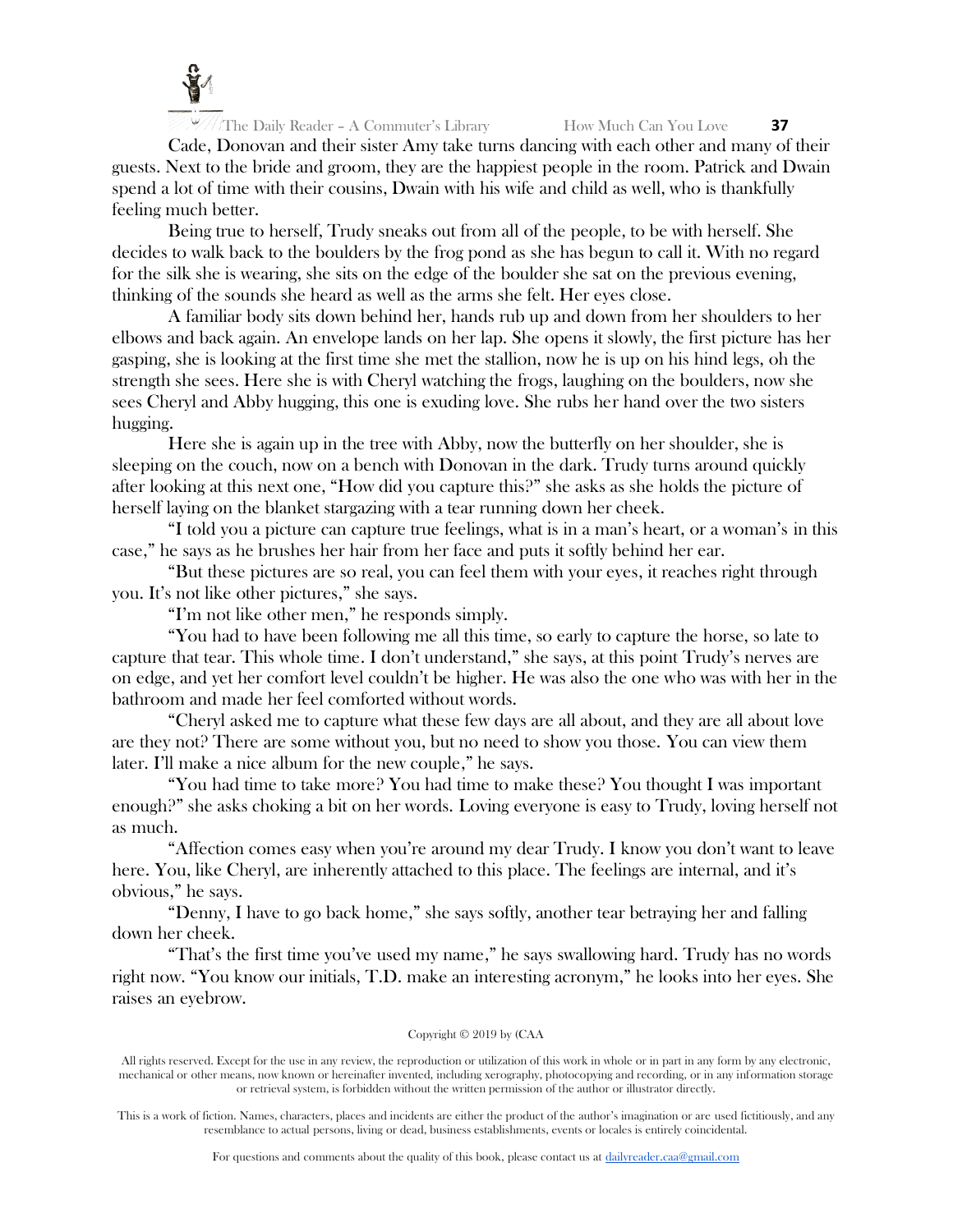Cade, Donovan and their sister Amy take turns dancing with each other and many of their guests. Next to the bride and groom, they are the happiest people in the room. Patrick and Dwain spend a lot of time with their cousins, Dwain with his wife and child as well, who is thankfully feeling much better.

Being true to herself, Trudy sneaks out from all of the people, to be with herself. She decides to walk back to the boulders by the frog pond as she has begun to call it. With no regard for the silk she is wearing, she sits on the edge of the boulder she sat on the previous evening, thinking of the sounds she heard as well as the arms she felt. Her eyes close.

A familiar body sits down behind her, hands rub up and down from her shoulders to her elbows and back again. An envelope lands on her lap. She opens it slowly, the first picture has her gasping, she is looking at the first time she met the stallion, now he is up on his hind legs, oh the strength she sees. Here she is with Cheryl watching the frogs, laughing on the boulders, now she sees Cheryl and Abby hugging, this one is exuding love. She rubs her hand over the two sisters hugging.

Here she is again up in the tree with Abby, now the butterfly on her shoulder, she is sleeping on the couch, now on a bench with Donovan in the dark. Trudy turns around quickly after looking at this next one, "How did you capture this?" she asks as she holds the picture of herself laying on the blanket stargazing with a tear running down her cheek.

"I told you a picture can capture true feelings, what is in a man's heart, or a woman's in this case," he says as he brushes her hair from her face and puts it softly behind her ear.

"But these pictures are so real, you can feel them with your eyes, it reaches right through you. It's not like other pictures," she says.

"I'm not like other men," he responds simply.

"You had to have been following me all this time, so early to capture the horse, so late to capture that tear. This whole time. I don't understand," she says, at this point Trudy's nerves are on edge, and yet her comfort level couldn't be higher. He was also the one who was with her in the bathroom and made her feel comforted without words.

"Cheryl asked me to capture what these few days are all about, and they are all about love are they not? There are some without you, but no need to show you those. You can view them later. I'll make a nice album for the new couple," he says.

"You had time to take more? You had time to make these? You thought I was important enough?" she asks choking a bit on her words. Loving everyone is easy to Trudy, loving herself not as much.

"Affection comes easy when you're around my dear Trudy. I know you don't want to leave here. You, like Cheryl, are inherently attached to this place. The feelings are internal, and it's obvious," he says.

"Denny, I have to go back home," she says softly, another tear betraying her and falling down her cheek.

"That's the first time you've used my name," he says swallowing hard. Trudy has no words right now. "You know our initials, T.D. make an interesting acronym," he looks into her eyes. She raises an eyebrow.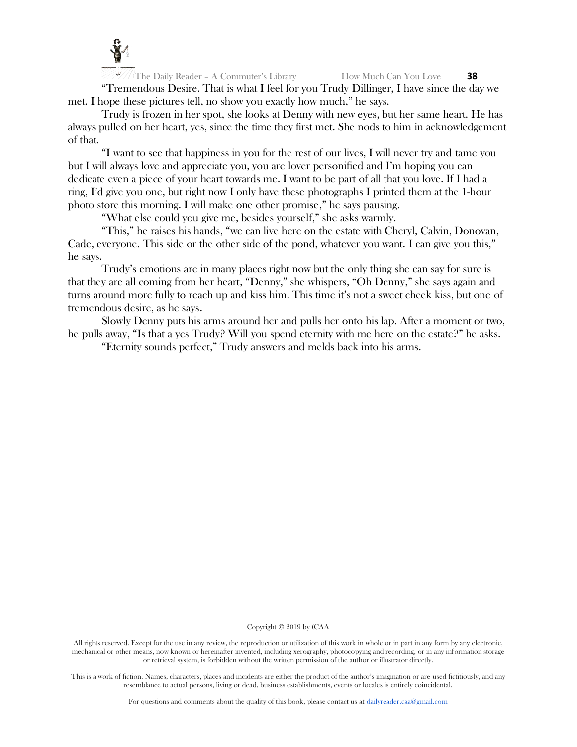"Tremendous Desire. That is what I feel for you Trudy Dillinger, I have since the day we met. I hope these pictures tell, no show you exactly how much," he says.

Trudy is frozen in her spot, she looks at Denny with new eyes, but her same heart. He has always pulled on her heart, yes, since the time they first met. She nods to him in acknowledgement of that.

"I want to see that happiness in you for the rest of our lives, I will never try and tame you but I will always love and appreciate you, you are lover personified and I'm hoping you can dedicate even a piece of your heart towards me. I want to be part of all that you love. If I had a ring, I'd give you one, but right now I only have these photographs I printed them at the 1-hour photo store this morning. I will make one other promise," he says pausing.

"What else could you give me, besides yourself," she asks warmly.

"This," he raises his hands, "we can live here on the estate with Cheryl, Calvin, Donovan, Cade, everyone. This side or the other side of the pond, whatever you want. I can give you this," he says.

Trudy's emotions are in many places right now but the only thing she can say for sure is that they are all coming from her heart, "Denny," she whispers, "Oh Denny," she says again and turns around more fully to reach up and kiss him. This time it's not a sweet cheek kiss, but one of tremendous desire, as he says.

Slowly Denny puts his arms around her and pulls her onto his lap. After a moment or two, he pulls away, "Is that a yes Trudy? Will you spend eternity with me here on the estate?" he asks.

"Eternity sounds perfect," Trudy answers and melds back into his arms.

Copyright © 2019 by (CAA

All rights reserved. Except for the use in any review, the reproduction or utilization of this work in whole or in part in any form by any electronic, mechanical or other means, now known or hereinafter invented, including xerography, photocopying and recording, or in any information storage or retrieval system, is forbidden without the written permission of the author or illustrator directly.

This is a work of fiction. Names, characters, places and incidents are either the product of the author's imagination or are used fictitiously, and any resemblance to actual persons, living or dead, business establishments, events or locales is entirely coincidental.

For questions and comments about the quality of this book, please contact us at dailyreader.caa@gmail.com